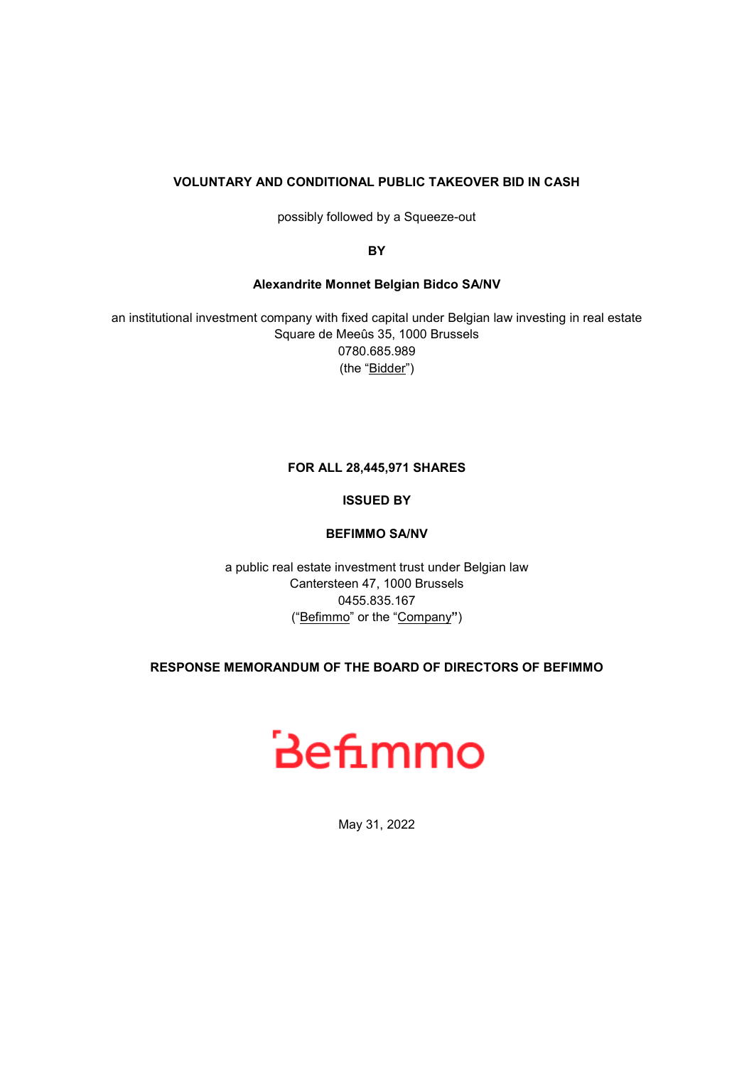**VOLUNTARY AND CONDITIONAL PUBLIC TAKEOVER BID IN CASH**

possibly followed by a Squeeze-out

**BY**

**Alexandrite Monnet Belgian Bidco SA/NV**

an institutional investment company with fixed capital under Belgian law investing in real estate
Square de Meeûs 35, 1000 Brussels
0780.685.989
(the "Bidder")

**FOR ALL 28,445,971 SHARES**

**ISSUED BY**

**BEFIMMO SA/NV**

a public real estate investment trust under Belgian law
Cantersteen 47, 1000 Brussels
0455.835.167
("Befimmo" or the "Company")

**RESPONSE MEMORANDUM OF THE BOARD OF DIRECTORS OF BEFIMMO**

Befimmo

May 31, 2022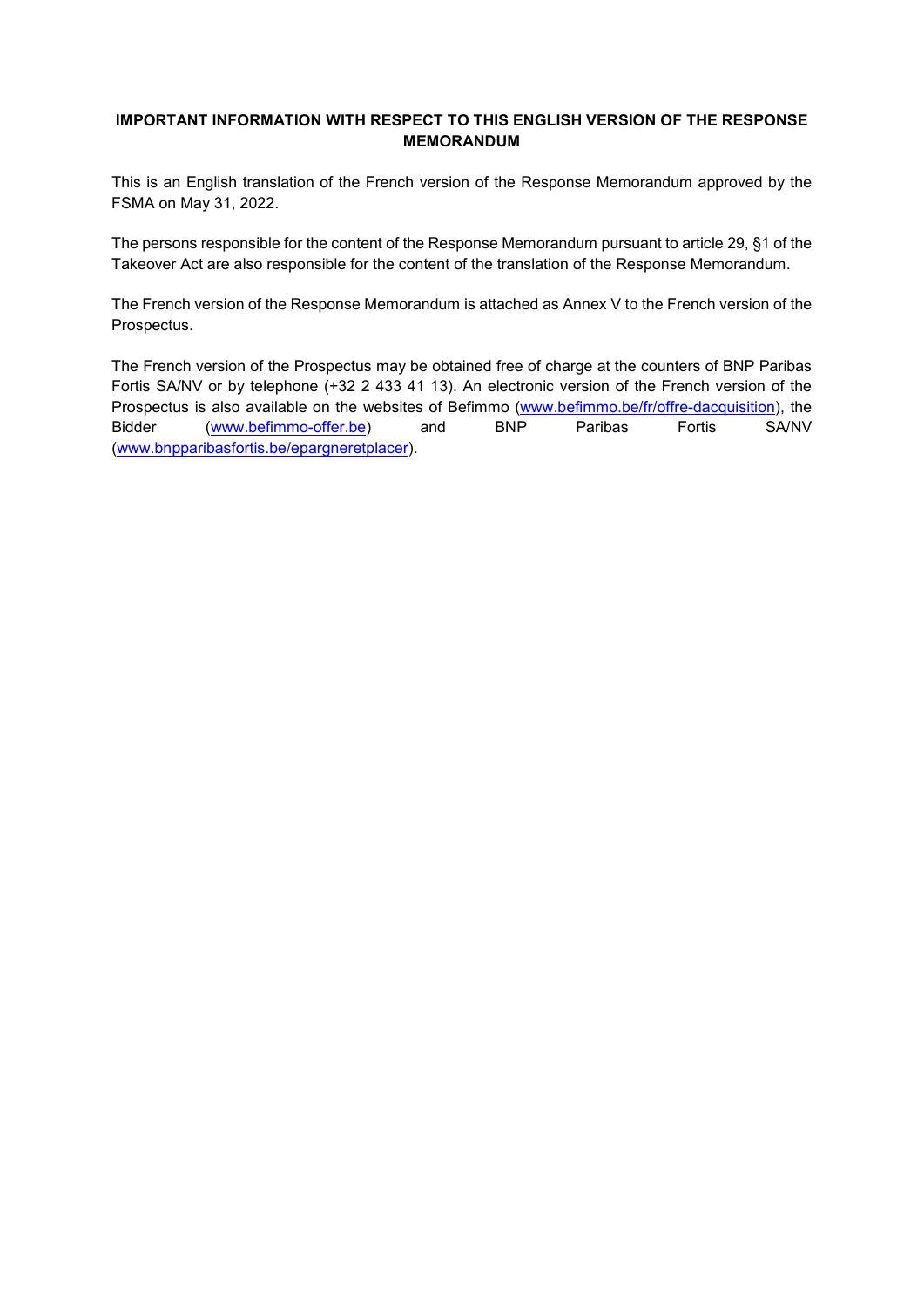**IMPORTANT INFORMATION WITH RESPECT TO THIS ENGLISH VERSION OF THE RESPONSE MEMORANDUM**

This is an English translation of the French version of the Response Memorandum approved by the FSMA on May 31, 2022.

The persons responsible for the content of the Response Memorandum pursuant to article 29, §1 of the Takeover Act are also responsible for the content of the translation of the Response Memorandum.

The French version of the Response Memorandum is attached as Annex V to the French version of the Prospectus.

The French version of the Prospectus may be obtained free of charge at the counters of BNP Paribas Fortis SA/NV or by telephone (+32 2 433 41 13). An electronic version of the French version of the Prospectus is also available on the websites of Befimmo (www.befimmo.be/fr/offre-dacquisition), the Bidder (www.befimmo-offer.be) and BNP Paribas Fortis SA/NV (www.bnpparibasfortis.be/epargneretplacer).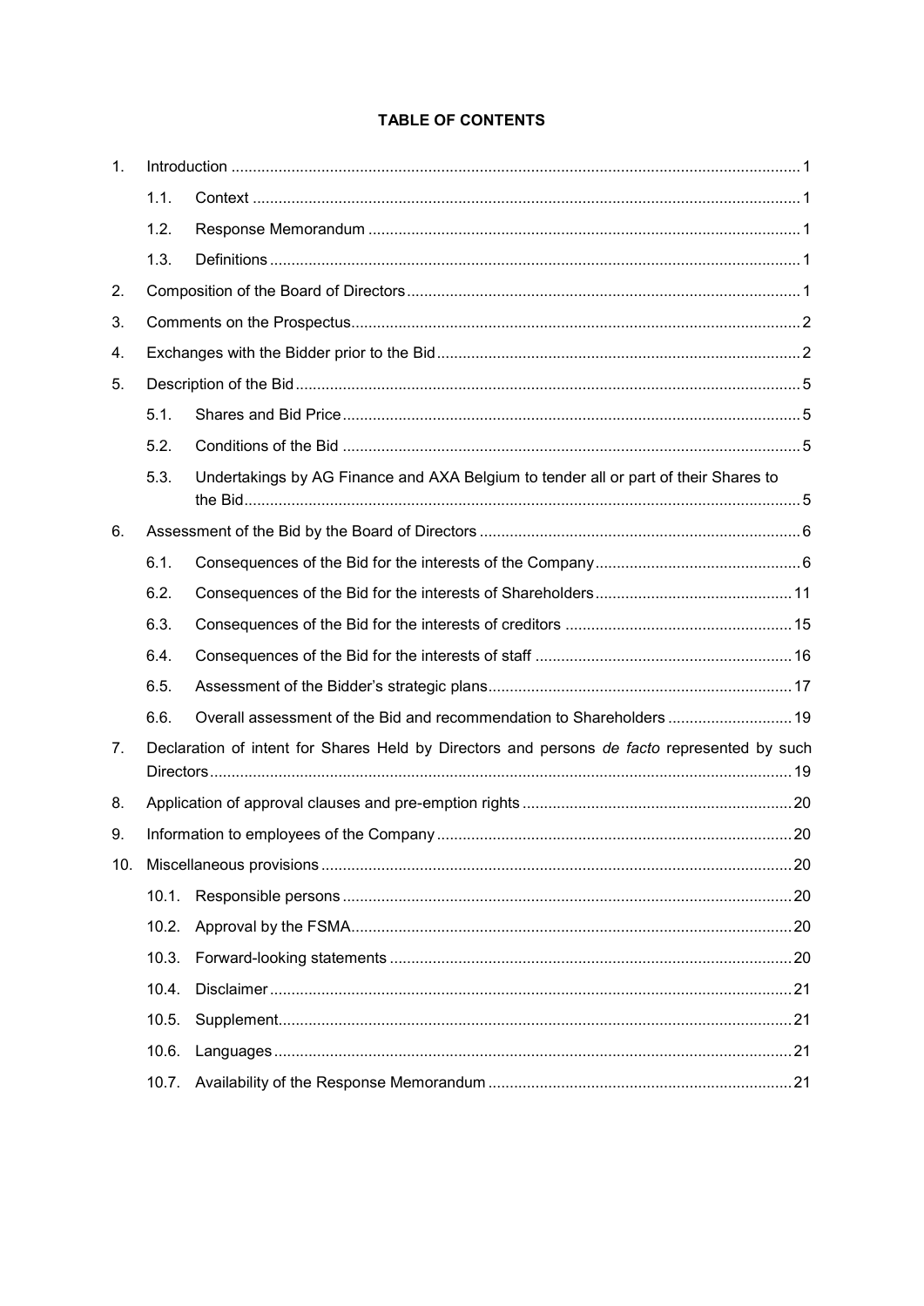# TABLE OF CONTENTS

| | | |
|---|---|---|
| 1. | Introduction | 1 |
| 1.1. | Context | 1 |
| 1.2. | Response Memorandum | 1 |
| 1.3. | Definitions | 1 |
| 2. | Composition of the Board of Directors | 1 |
| 3. | Comments on the Prospectus | 2 |
| 4. | Exchanges with the Bidder prior to the Bid | 2 |
| 5. | Description of the Bid | 5 |
| 5.1. | Shares and Bid Price | 5 |
| 5.2. | Conditions of the Bid | 5 |
| 5.3. | Undertakings by AG Finance and AXA Belgium to tender all or part of their Shares to the Bid | 5 |
| 6. | Assessment of the Bid by the Board of Directors | 6 |
| 6.1. | Consequences of the Bid for the interests of the Company | 6 |
| 6.2. | Consequences of the Bid for the interests of Shareholders | 11 |
| 6.3. | Consequences of the Bid for the interests of creditors | 15 |
| 6.4. | Consequences of the Bid for the interests of staff | 16 |
| 6.5. | Assessment of the Bidder's strategic plans | 17 |
| 6.6. | Overall assessment of the Bid and recommendation to Shareholders | 19 |
| 7. | Declaration of intent for Shares Held by Directors and persons *de facto* represented by such Directors | 19 |
| 8. | Application of approval clauses and pre-emption rights | 20 |
| 9. | Information to employees of the Company | 20 |
| 10. | Miscellaneous provisions | 20 |
| 10.1. | Responsible persons | 20 |
| 10.2. | Approval by the FSMA | 20 |
| 10.3. | Forward-looking statements | 20 |
| 10.4. | Disclaimer | 21 |
| 10.5. | Supplement | 21 |
| 10.6. | Languages | 21 |
| 10.7. | Availability of the Response Memorandum | 21 |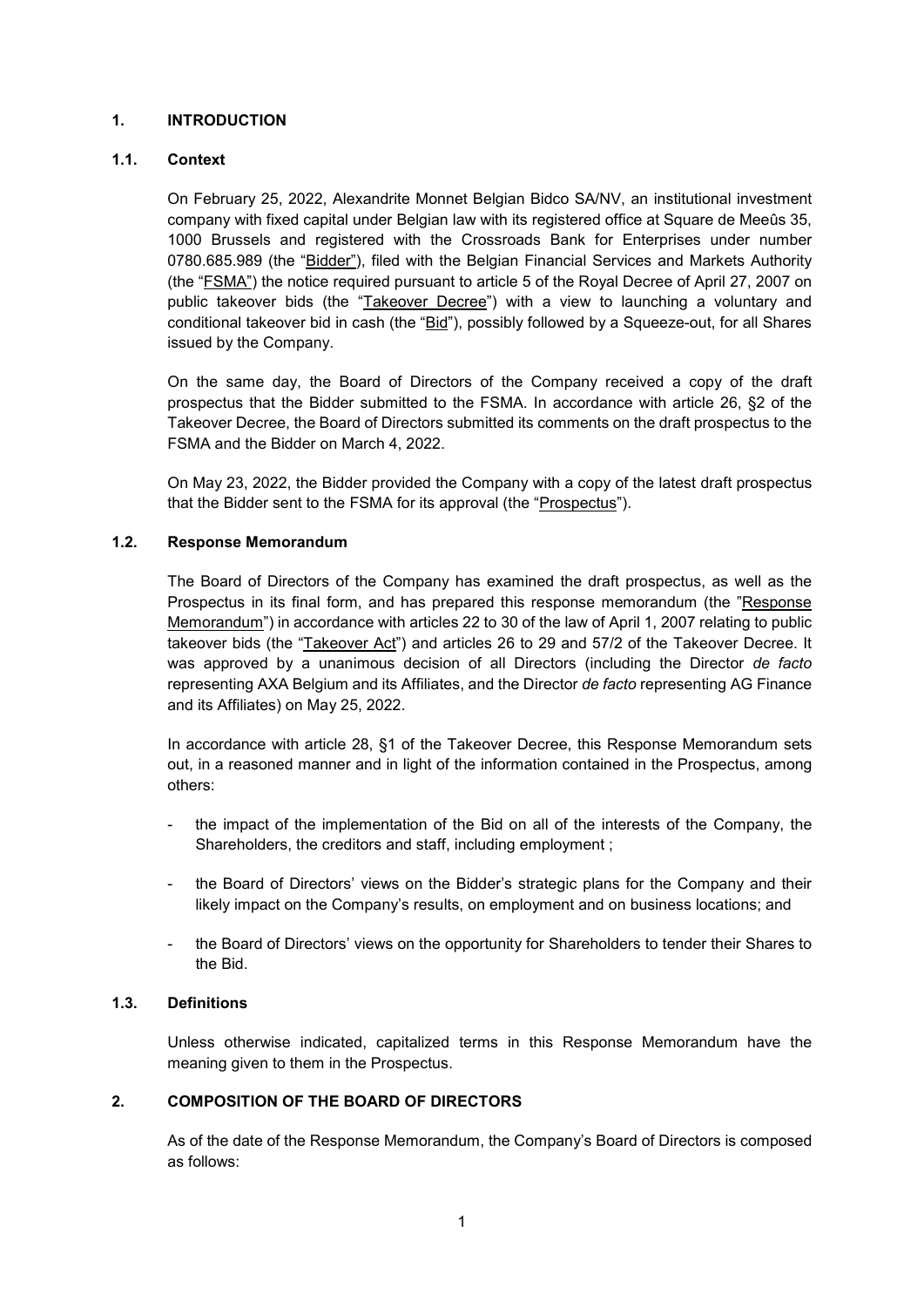## 1. INTRODUCTION

### 1.1. Context

On February 25, 2022, Alexandrite Monnet Belgian Bidco SA/NV, an institutional investment company with fixed capital under Belgian law with its registered office at Square de Meeûs 35, 1000 Brussels and registered with the Crossroads Bank for Enterprises under number 0780.685.989 (the "Bidder"), filed with the Belgian Financial Services and Markets Authority (the "FSMA") the notice required pursuant to article 5 of the Royal Decree of April 27, 2007 on public takeover bids (the "Takeover Decree") with a view to launching a voluntary and conditional takeover bid in cash (the "Bid"), possibly followed by a Squeeze-out, for all Shares issued by the Company.

On the same day, the Board of Directors of the Company received a copy of the draft prospectus that the Bidder submitted to the FSMA. In accordance with article 26, §2 of the Takeover Decree, the Board of Directors submitted its comments on the draft prospectus to the FSMA and the Bidder on March 4, 2022.

On May 23, 2022, the Bidder provided the Company with a copy of the latest draft prospectus that the Bidder sent to the FSMA for its approval (the "Prospectus").

### 1.2. Response Memorandum

The Board of Directors of the Company has examined the draft prospectus, as well as the Prospectus in its final form, and has prepared this response memorandum (the "Response Memorandum") in accordance with articles 22 to 30 of the law of April 1, 2007 relating to public takeover bids (the "Takeover Act") and articles 26 to 29 and 57/2 of the Takeover Decree. It was approved by a unanimous decision of all Directors (including the Director *de facto* representing AXA Belgium and its Affiliates, and the Director *de facto* representing AG Finance and its Affiliates) on May 25, 2022.

In accordance with article 28, §1 of the Takeover Decree, this Response Memorandum sets out, in a reasoned manner and in light of the information contained in the Prospectus, among others:

- the impact of the implementation of the Bid on all of the interests of the Company, the Shareholders, the creditors and staff, including employment ;
- the Board of Directors' views on the Bidder's strategic plans for the Company and their likely impact on the Company's results, on employment and on business locations; and
- the Board of Directors' views on the opportunity for Shareholders to tender their Shares to the Bid.

### 1.3. Definitions

Unless otherwise indicated, capitalized terms in this Response Memorandum have the meaning given to them in the Prospectus.

## 2. COMPOSITION OF THE BOARD OF DIRECTORS

As of the date of the Response Memorandum, the Company's Board of Directors is composed as follows: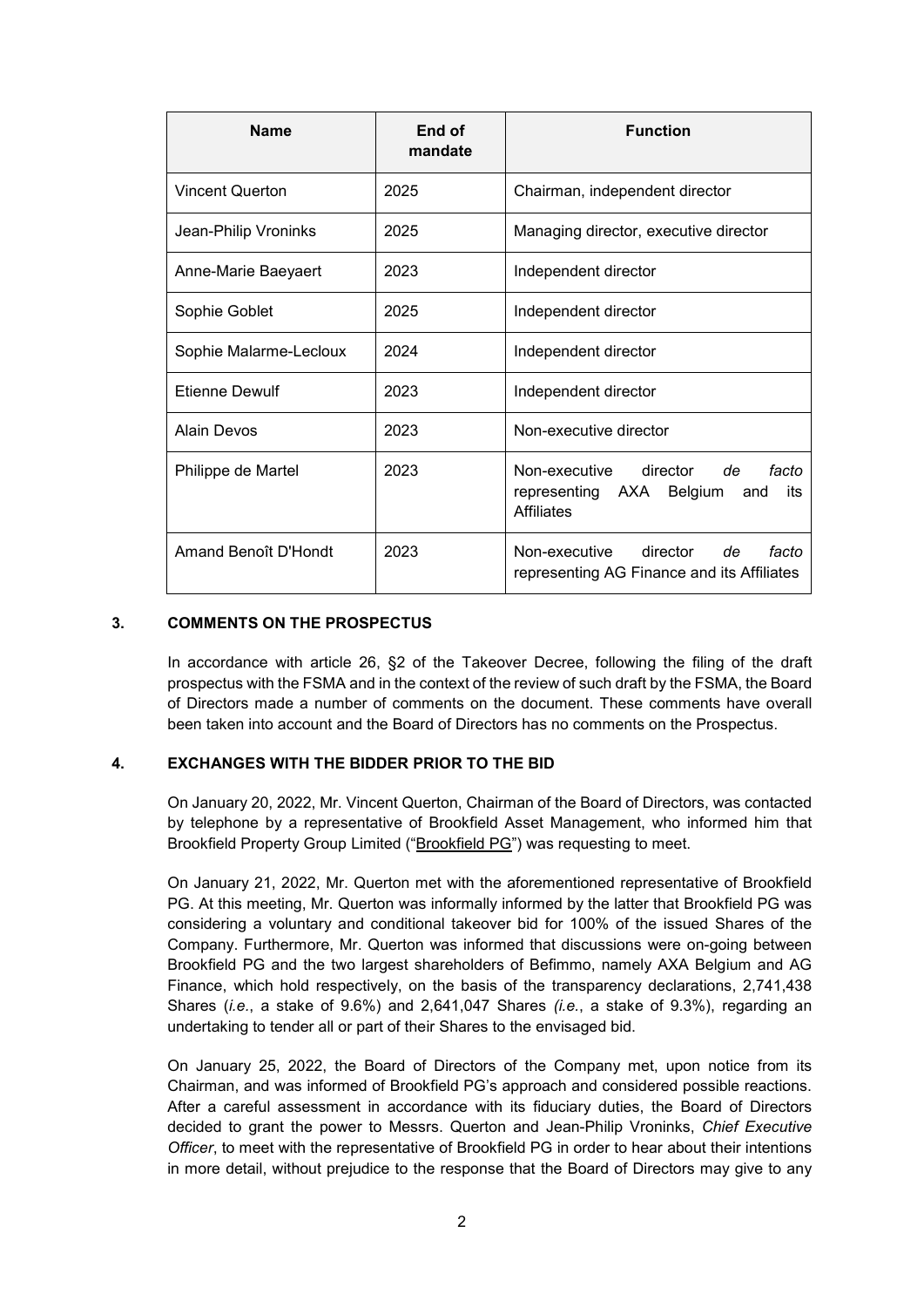| Name | End of mandate | Function |
| --- | --- | --- |
| Vincent Querton | 2025 | Chairman, independent director |
| Jean-Philip Vroninks | 2025 | Managing director, executive director |
| Anne-Marie Baeyaert | 2023 | Independent director |
| Sophie Goblet | 2025 | Independent director |
| Sophie Malarme-Lecloux | 2024 | Independent director |
| Etienne Dewulf | 2023 | Independent director |
| Alain Devos | 2023 | Non-executive director |
| Philippe de Martel | 2023 | Non-executive director *de facto* representing AXA Belgium and its Affiliates |
| Amand Benoît D'Hondt | 2023 | Non-executive director *de facto* representing AG Finance and its Affiliates |

## 3. COMMENTS ON THE PROSPECTUS

In accordance with article 26, §2 of the Takeover Decree, following the filing of the draft prospectus with the FSMA and in the context of the review of such draft by the FSMA, the Board of Directors made a number of comments on the document. These comments have overall been taken into account and the Board of Directors has no comments on the Prospectus.

## 4. EXCHANGES WITH THE BIDDER PRIOR TO THE BID

On January 20, 2022, Mr. Vincent Querton, Chairman of the Board of Directors, was contacted by telephone by a representative of Brookfield Asset Management, who informed him that Brookfield Property Group Limited ("Brookfield PG") was requesting to meet.

On January 21, 2022, Mr. Querton met with the aforementioned representative of Brookfield PG. At this meeting, Mr. Querton was informally informed by the latter that Brookfield PG was considering a voluntary and conditional takeover bid for 100% of the issued Shares of the Company. Furthermore, Mr. Querton was informed that discussions were on-going between Brookfield PG and the two largest shareholders of Befimmo, namely AXA Belgium and AG Finance, which hold respectively, on the basis of the transparency declarations, 2,741,438 Shares (*i.e.*, a stake of 9.6%) and 2,641,047 Shares (*i.e.*, a stake of 9.3%), regarding an undertaking to tender all or part of their Shares to the envisaged bid.

On January 25, 2022, the Board of Directors of the Company met, upon notice from its Chairman, and was informed of Brookfield PG's approach and considered possible reactions. After a careful assessment in accordance with its fiduciary duties, the Board of Directors decided to grant the power to Messrs. Querton and Jean-Philip Vroninks, *Chief Executive Officer*, to meet with the representative of Brookfield PG in order to hear about their intentions in more detail, without prejudice to the response that the Board of Directors may give to any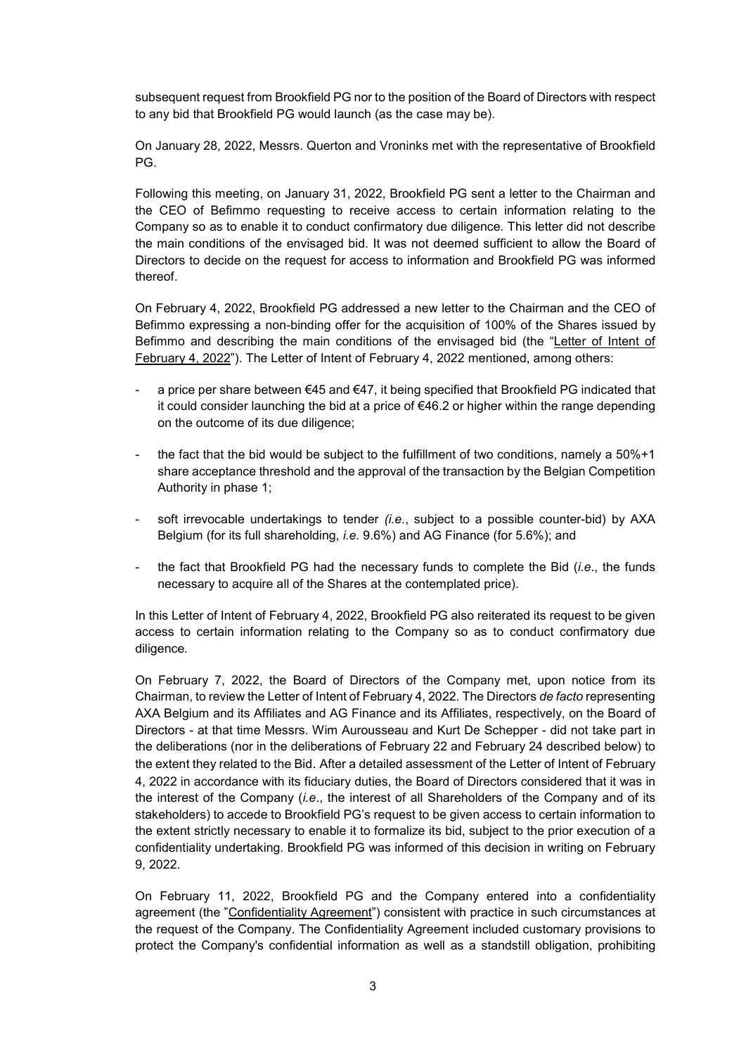subsequent request from Brookfield PG nor to the position of the Board of Directors with respect to any bid that Brookfield PG would launch (as the case may be).

On January 28, 2022, Messrs. Querton and Vroninks met with the representative of Brookfield PG.

Following this meeting, on January 31, 2022, Brookfield PG sent a letter to the Chairman and the CEO of Befimmo requesting to receive access to certain information relating to the Company so as to enable it to conduct confirmatory due diligence. This letter did not describe the main conditions of the envisaged bid. It was not deemed sufficient to allow the Board of Directors to decide on the request for access to information and Brookfield PG was informed thereof.

On February 4, 2022, Brookfield PG addressed a new letter to the Chairman and the CEO of Befimmo expressing a non-binding offer for the acquisition of 100% of the Shares issued by Befimmo and describing the main conditions of the envisaged bid (the "Letter of Intent of February 4, 2022"). The Letter of Intent of February 4, 2022 mentioned, among others:

- a price per share between €45 and €47, it being specified that Brookfield PG indicated that it could consider launching the bid at a price of €46.2 or higher within the range depending on the outcome of its due diligence;
- the fact that the bid would be subject to the fulfillment of two conditions, namely a 50%+1 share acceptance threshold and the approval of the transaction by the Belgian Competition Authority in phase 1;
- soft irrevocable undertakings to tender *(i.e.*, subject to a possible counter-bid) by AXA Belgium (for its full shareholding, *i.e.* 9.6%) and AG Finance (for 5.6%); and
- the fact that Brookfield PG had the necessary funds to complete the Bid (*i.e*., the funds necessary to acquire all of the Shares at the contemplated price).

In this Letter of Intent of February 4, 2022, Brookfield PG also reiterated its request to be given access to certain information relating to the Company so as to conduct confirmatory due diligence.

On February 7, 2022, the Board of Directors of the Company met, upon notice from its Chairman, to review the Letter of Intent of February 4, 2022. The Directors *de facto* representing AXA Belgium and its Affiliates and AG Finance and its Affiliates, respectively, on the Board of Directors - at that time Messrs. Wim Aurousseau and Kurt De Schepper - did not take part in the deliberations (nor in the deliberations of February 22 and February 24 described below) to the extent they related to the Bid. After a detailed assessment of the Letter of Intent of February 4, 2022 in accordance with its fiduciary duties, the Board of Directors considered that it was in the interest of the Company (*i.e*., the interest of all Shareholders of the Company and of its stakeholders) to accede to Brookfield PG's request to be given access to certain information to the extent strictly necessary to enable it to formalize its bid, subject to the prior execution of a confidentiality undertaking. Brookfield PG was informed of this decision in writing on February 9, 2022.

On February 11, 2022, Brookfield PG and the Company entered into a confidentiality agreement (the "Confidentiality Agreement") consistent with practice in such circumstances at the request of the Company. The Confidentiality Agreement included customary provisions to protect the Company's confidential information as well as a standstill obligation, prohibiting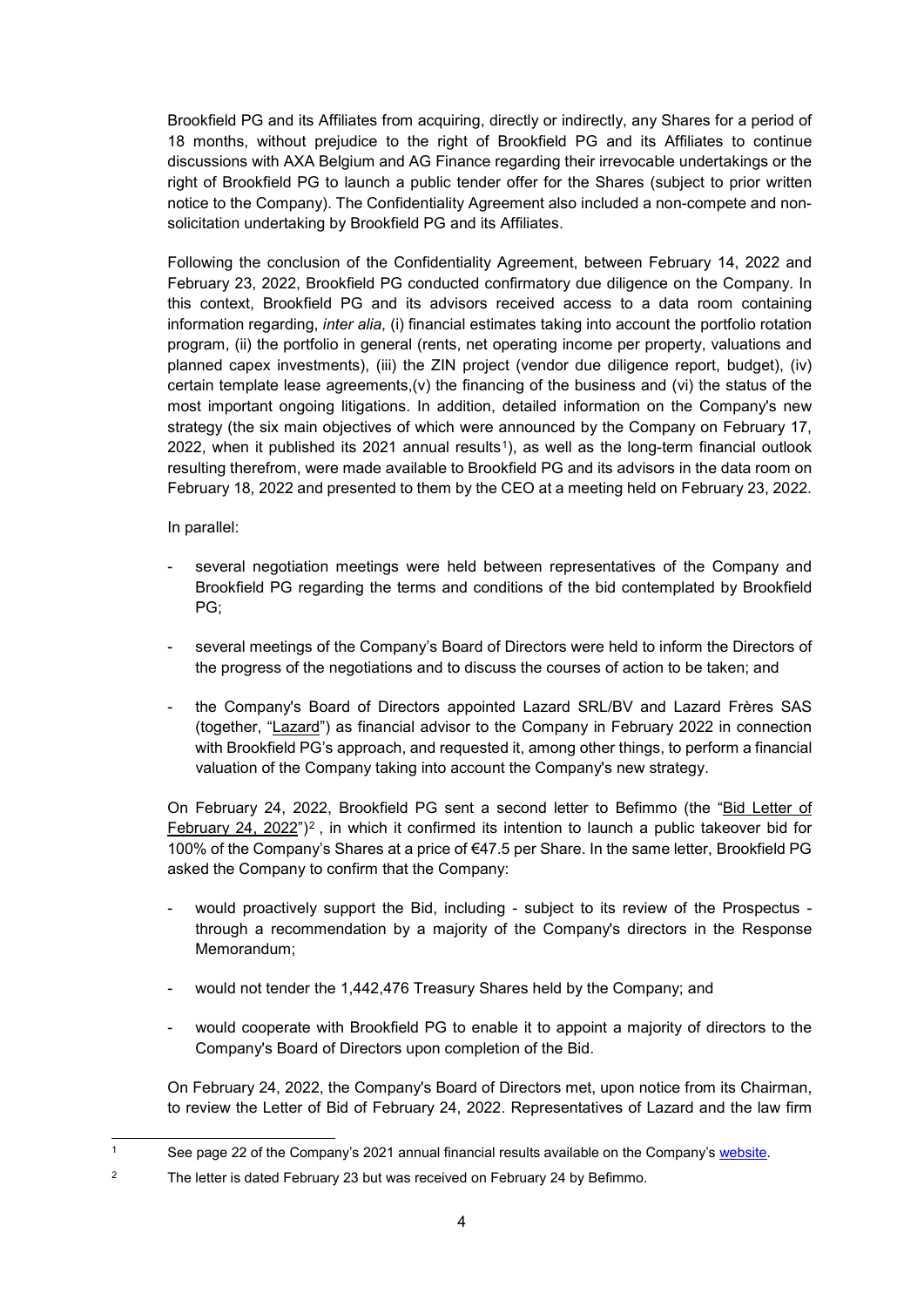Brookfield PG and its Affiliates from acquiring, directly or indirectly, any Shares for a period of 18 months, without prejudice to the right of Brookfield PG and its Affiliates to continue discussions with AXA Belgium and AG Finance regarding their irrevocable undertakings or the right of Brookfield PG to launch a public tender offer for the Shares (subject to prior written notice to the Company). The Confidentiality Agreement also included a non-compete and non-solicitation undertaking by Brookfield PG and its Affiliates.

Following the conclusion of the Confidentiality Agreement, between February 14, 2022 and February 23, 2022, Brookfield PG conducted confirmatory due diligence on the Company. In this context, Brookfield PG and its advisors received access to a data room containing information regarding, *inter alia*, (i) financial estimates taking into account the portfolio rotation program, (ii) the portfolio in general (rents, net operating income per property, valuations and planned capex investments), (iii) the ZIN project (vendor due diligence report, budget), (iv) certain template lease agreements,(v) the financing of the business and (vi) the status of the most important ongoing litigations. In addition, detailed information on the Company's new strategy (the six main objectives of which were announced by the Company on February 17, 2022, when it published its 2021 annual results[1]), as well as the long-term financial outlook resulting therefrom, were made available to Brookfield PG and its advisors in the data room on February 18, 2022 and presented to them by the CEO at a meeting held on February 23, 2022.

In parallel:

- several negotiation meetings were held between representatives of the Company and Brookfield PG regarding the terms and conditions of the bid contemplated by Brookfield PG;
- several meetings of the Company's Board of Directors were held to inform the Directors of the progress of the negotiations and to discuss the courses of action to be taken; and
- the Company's Board of Directors appointed Lazard SRL/BV and Lazard Frères SAS (together, "Lazard") as financial advisor to the Company in February 2022 in connection with Brookfield PG's approach, and requested it, among other things, to perform a financial valuation of the Company taking into account the Company's new strategy.

On February 24, 2022, Brookfield PG sent a second letter to Befimmo (the "Bid Letter of February 24, 2022")[2], in which it confirmed its intention to launch a public takeover bid for 100% of the Company's Shares at a price of €47.5 per Share. In the same letter, Brookfield PG asked the Company to confirm that the Company:

- would proactively support the Bid, including - subject to its review of the Prospectus - through a recommendation by a majority of the Company's directors in the Response Memorandum;
- would not tender the 1,442,476 Treasury Shares held by the Company; and
- would cooperate with Brookfield PG to enable it to appoint a majority of directors to the Company's Board of Directors upon completion of the Bid.

On February 24, 2022, the Company's Board of Directors met, upon notice from its Chairman, to review the Letter of Bid of February 24, 2022. Representatives of Lazard and the law firm

[1] See page 22 of the Company's 2021 annual financial results available on the Company's website.

[2] The letter is dated February 23 but was received on February 24 by Befimmo.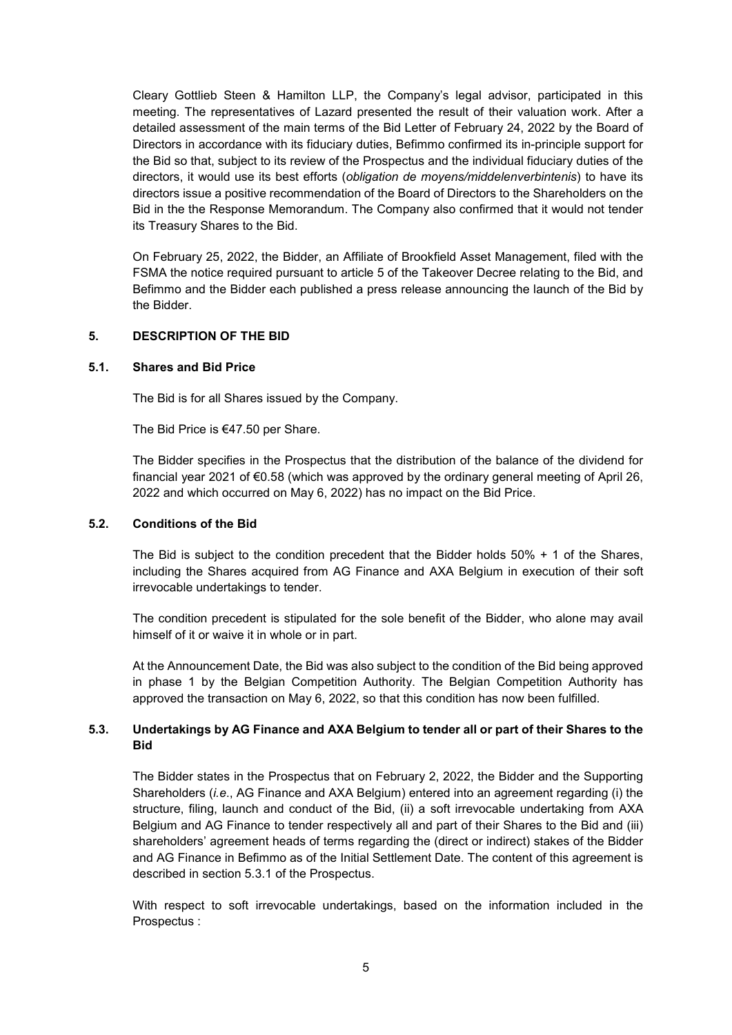Cleary Gottlieb Steen & Hamilton LLP, the Company's legal advisor, participated in this meeting. The representatives of Lazard presented the result of their valuation work. After a detailed assessment of the main terms of the Bid Letter of February 24, 2022 by the Board of Directors in accordance with its fiduciary duties, Befimmo confirmed its in-principle support for the Bid so that, subject to its review of the Prospectus and the individual fiduciary duties of the directors, it would use its best efforts (*obligation de moyens/middelenverbintenis*) to have its directors issue a positive recommendation of the Board of Directors to the Shareholders on the Bid in the the Response Memorandum. The Company also confirmed that it would not tender its Treasury Shares to the Bid.

On February 25, 2022, the Bidder, an Affiliate of Brookfield Asset Management, filed with the FSMA the notice required pursuant to article 5 of the Takeover Decree relating to the Bid, and Befimmo and the Bidder each published a press release announcing the launch of the Bid by the Bidder.

## 5. DESCRIPTION OF THE BID

### 5.1. Shares and Bid Price

The Bid is for all Shares issued by the Company.

The Bid Price is €47.50 per Share.

The Bidder specifies in the Prospectus that the distribution of the balance of the dividend for financial year 2021 of €0.58 (which was approved by the ordinary general meeting of April 26, 2022 and which occurred on May 6, 2022) has no impact on the Bid Price.

### 5.2. Conditions of the Bid

The Bid is subject to the condition precedent that the Bidder holds 50% + 1 of the Shares, including the Shares acquired from AG Finance and AXA Belgium in execution of their soft irrevocable undertakings to tender.

The condition precedent is stipulated for the sole benefit of the Bidder, who alone may avail himself of it or waive it in whole or in part.

At the Announcement Date, the Bid was also subject to the condition of the Bid being approved in phase 1 by the Belgian Competition Authority. The Belgian Competition Authority has approved the transaction on May 6, 2022, so that this condition has now been fulfilled.

### 5.3. Undertakings by AG Finance and AXA Belgium to tender all or part of their Shares to the Bid

The Bidder states in the Prospectus that on February 2, 2022, the Bidder and the Supporting Shareholders (*i.e.*, AG Finance and AXA Belgium) entered into an agreement regarding (i) the structure, filing, launch and conduct of the Bid, (ii) a soft irrevocable undertaking from AXA Belgium and AG Finance to tender respectively all and part of their Shares to the Bid and (iii) shareholders' agreement heads of terms regarding the (direct or indirect) stakes of the Bidder and AG Finance in Befimmo as of the Initial Settlement Date. The content of this agreement is described in section 5.3.1 of the Prospectus.

With respect to soft irrevocable undertakings, based on the information included in the Prospectus :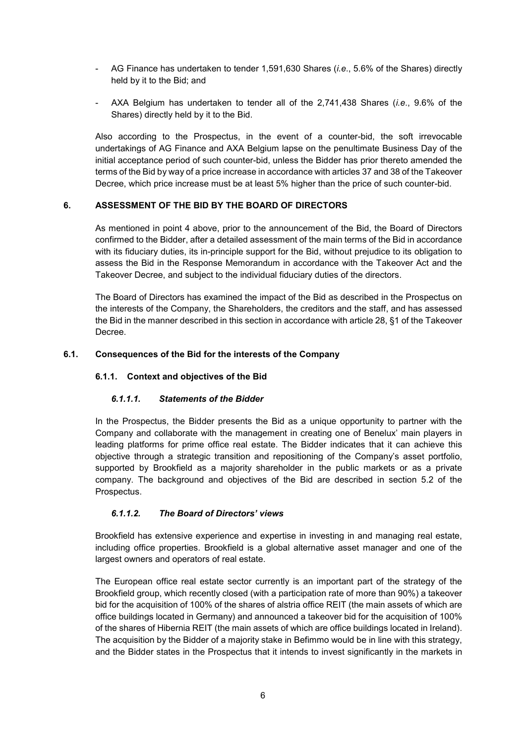- AG Finance has undertaken to tender 1,591,630 Shares (*i.e.*, 5.6% of the Shares) directly held by it to the Bid; and

- AXA Belgium has undertaken to tender all of the 2,741,438 Shares (*i.e.*, 9.6% of the Shares) directly held by it to the Bid.

Also according to the Prospectus, in the event of a counter-bid, the soft irrevocable undertakings of AG Finance and AXA Belgium lapse on the penultimate Business Day of the initial acceptance period of such counter-bid, unless the Bidder has prior thereto amended the terms of the Bid by way of a price increase in accordance with articles 37 and 38 of the Takeover Decree, which price increase must be at least 5% higher than the price of such counter-bid.

## 6. ASSESSMENT OF THE BID BY THE BOARD OF DIRECTORS

As mentioned in point 4 above, prior to the announcement of the Bid, the Board of Directors confirmed to the Bidder, after a detailed assessment of the main terms of the Bid in accordance with its fiduciary duties, its in-principle support for the Bid, without prejudice to its obligation to assess the Bid in the Response Memorandum in accordance with the Takeover Act and the Takeover Decree, and subject to the individual fiduciary duties of the directors.

The Board of Directors has examined the impact of the Bid as described in the Prospectus on the interests of the Company, the Shareholders, the creditors and the staff, and has assessed the Bid in the manner described in this section in accordance with article 28, §1 of the Takeover Decree.

### 6.1. Consequences of the Bid for the interests of the Company

#### 6.1.1. Context and objectives of the Bid

##### *6.1.1.1. Statements of the Bidder*

In the Prospectus, the Bidder presents the Bid as a unique opportunity to partner with the Company and collaborate with the management in creating one of Benelux' main players in leading platforms for prime office real estate. The Bidder indicates that it can achieve this objective through a strategic transition and repositioning of the Company's asset portfolio, supported by Brookfield as a majority shareholder in the public markets or as a private company. The background and objectives of the Bid are described in section 5.2 of the Prospectus.

##### *6.1.1.2. The Board of Directors' views*

Brookfield has extensive experience and expertise in investing in and managing real estate, including office properties. Brookfield is a global alternative asset manager and one of the largest owners and operators of real estate.

The European office real estate sector currently is an important part of the strategy of the Brookfield group, which recently closed (with a participation rate of more than 90%) a takeover bid for the acquisition of 100% of the shares of alstria office REIT (the main assets of which are office buildings located in Germany) and announced a takeover bid for the acquisition of 100% of the shares of Hibernia REIT (the main assets of which are office buildings located in Ireland). The acquisition by the Bidder of a majority stake in Befimmo would be in line with this strategy, and the Bidder states in the Prospectus that it intends to invest significantly in the markets in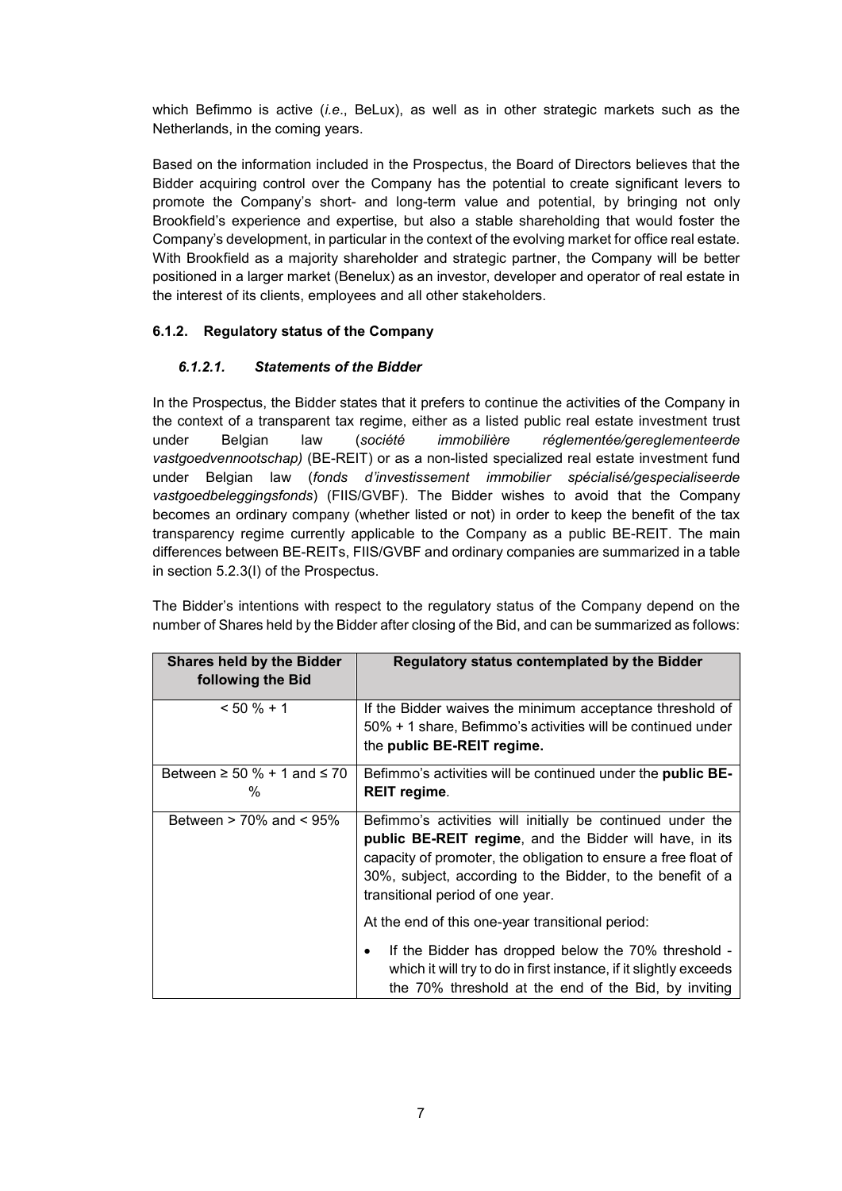which Befimmo is active (*i.e*., BeLux), as well as in other strategic markets such as the Netherlands, in the coming years.

Based on the information included in the Prospectus, the Board of Directors believes that the Bidder acquiring control over the Company has the potential to create significant levers to promote the Company's short- and long-term value and potential, by bringing not only Brookfield's experience and expertise, but also a stable shareholding that would foster the Company's development, in particular in the context of the evolving market for office real estate. With Brookfield as a majority shareholder and strategic partner, the Company will be better positioned in a larger market (Benelux) as an investor, developer and operator of real estate in the interest of its clients, employees and all other stakeholders.

### 6.1.2. Regulatory status of the Company

#### *6.1.2.1. Statements of the Bidder*

In the Prospectus, the Bidder states that it prefers to continue the activities of the Company in the context of a transparent tax regime, either as a listed public real estate investment trust under Belgian law (*société immobilière réglementée/gereglementeerde vastgoedvennootschap)* (BE-REIT) or as a non-listed specialized real estate investment fund under Belgian law (*fonds d'investissement immobilier spécialisé/gespecialiseerde vastgoedbeleggingsfonds*) (FIIS/GVBF). The Bidder wishes to avoid that the Company becomes an ordinary company (whether listed or not) in order to keep the benefit of the tax transparency regime currently applicable to the Company as a public BE-REIT. The main differences between BE-REITs, FIIS/GVBF and ordinary companies are summarized in a table in section 5.2.3(I) of the Prospectus.

The Bidder's intentions with respect to the regulatory status of the Company depend on the number of Shares held by the Bidder after closing of the Bid, and can be summarized as follows:

| Shares held by the Bidder following the Bid | Regulatory status contemplated by the Bidder |
|---|---|
| < 50 % + 1 | If the Bidder waives the minimum acceptance threshold of 50% + 1 share, Befimmo's activities will be continued under the **public BE-REIT regime.** |
| Between ≥ 50 % + 1 and ≤ 70 % | Befimmo's activities will be continued under the **public BE-REIT regime**. |
| Between > 70% and < 95% | Befimmo's activities will initially be continued under the **public BE-REIT regime**, and the Bidder will have, in its capacity of promoter, the obligation to ensure a free float of 30%, subject, according to the Bidder, to the benefit of a transitional period of one year.<br><br>At the end of this one-year transitional period:<br><br>• If the Bidder has dropped below the 70% threshold - which it will try to do in first instance, if it slightly exceeds the 70% threshold at the end of the Bid, by inviting |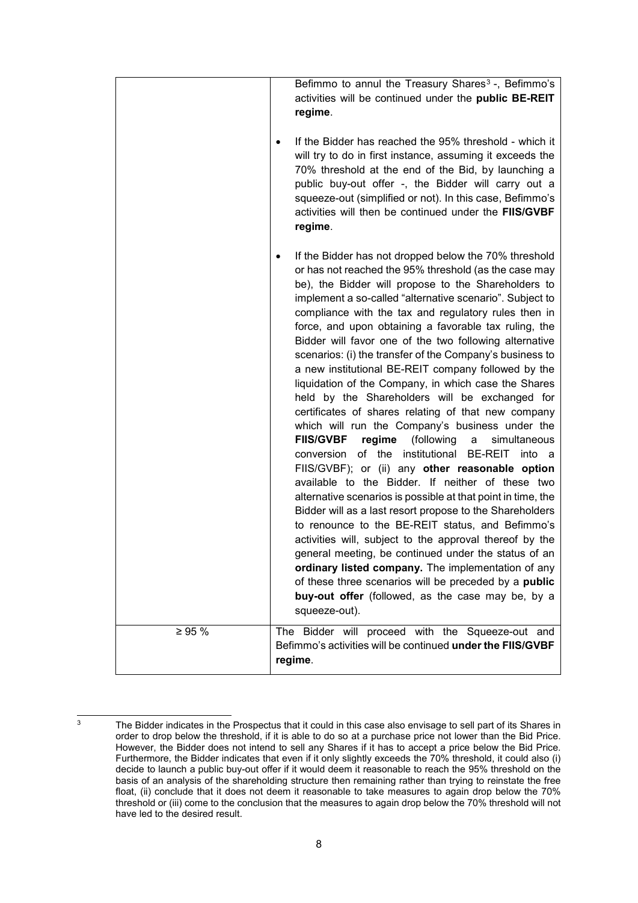| | |
|---|---|
| | Befimmo to annul the Treasury Shares[3] -, Befimmo's activities will be continued under the **public BE-REIT regime**.<br><br>• If the Bidder has reached the 95% threshold - which it will try to do in first instance, assuming it exceeds the 70% threshold at the end of the Bid, by launching a public buy-out offer -, the Bidder will carry out a squeeze-out (simplified or not). In this case, Befimmo's activities will then be continued under the **FIIS/GVBF regime**.<br><br>• If the Bidder has not dropped below the 70% threshold or has not reached the 95% threshold (as the case may be), the Bidder will propose to the Shareholders to implement a so-called "alternative scenario". Subject to compliance with the tax and regulatory rules then in force, and upon obtaining a favorable tax ruling, the Bidder will favor one of the two following alternative scenarios: (i) the transfer of the Company's business to a new institutional BE-REIT company followed by the liquidation of the Company, in which case the Shares held by the Shareholders will be exchanged for certificates of shares relating of that new company which will run the Company's business under the **FIIS/GVBF regime** (following a simultaneous conversion of the institutional BE-REIT into a FIIS/GVBF); or (ii) any **other reasonable option** available to the Bidder. If neither of these two alternative scenarios is possible at that point in time, the Bidder will as a last resort propose to the Shareholders to renounce to the BE-REIT status, and Befimmo's activities will, subject to the approval thereof by the general meeting, be continued under the status of an **ordinary listed company.** The implementation of any of these three scenarios will be preceded by a **public buy-out offer** (followed, as the case may be, by a squeeze-out). |
| ≥ 95 % | The Bidder will proceed with the Squeeze-out and Befimmo's activities will be continued **under the FIIS/GVBF regime**. |

[3] The Bidder indicates in the Prospectus that it could in this case also envisage to sell part of its Shares in order to drop below the threshold, if it is able to do so at a purchase price not lower than the Bid Price. However, the Bidder does not intend to sell any Shares if it has to accept a price below the Bid Price. Furthermore, the Bidder indicates that even if it only slightly exceeds the 70% threshold, it could also (i) decide to launch a public buy-out offer if it would deem it reasonable to reach the 95% threshold on the basis of an analysis of the shareholding structure then remaining rather than trying to reinstate the free float, (ii) conclude that it does not deem it reasonable to take measures to again drop below the 70% threshold or (iii) come to the conclusion that the measures to again drop below the 70% threshold will not have led to the desired result.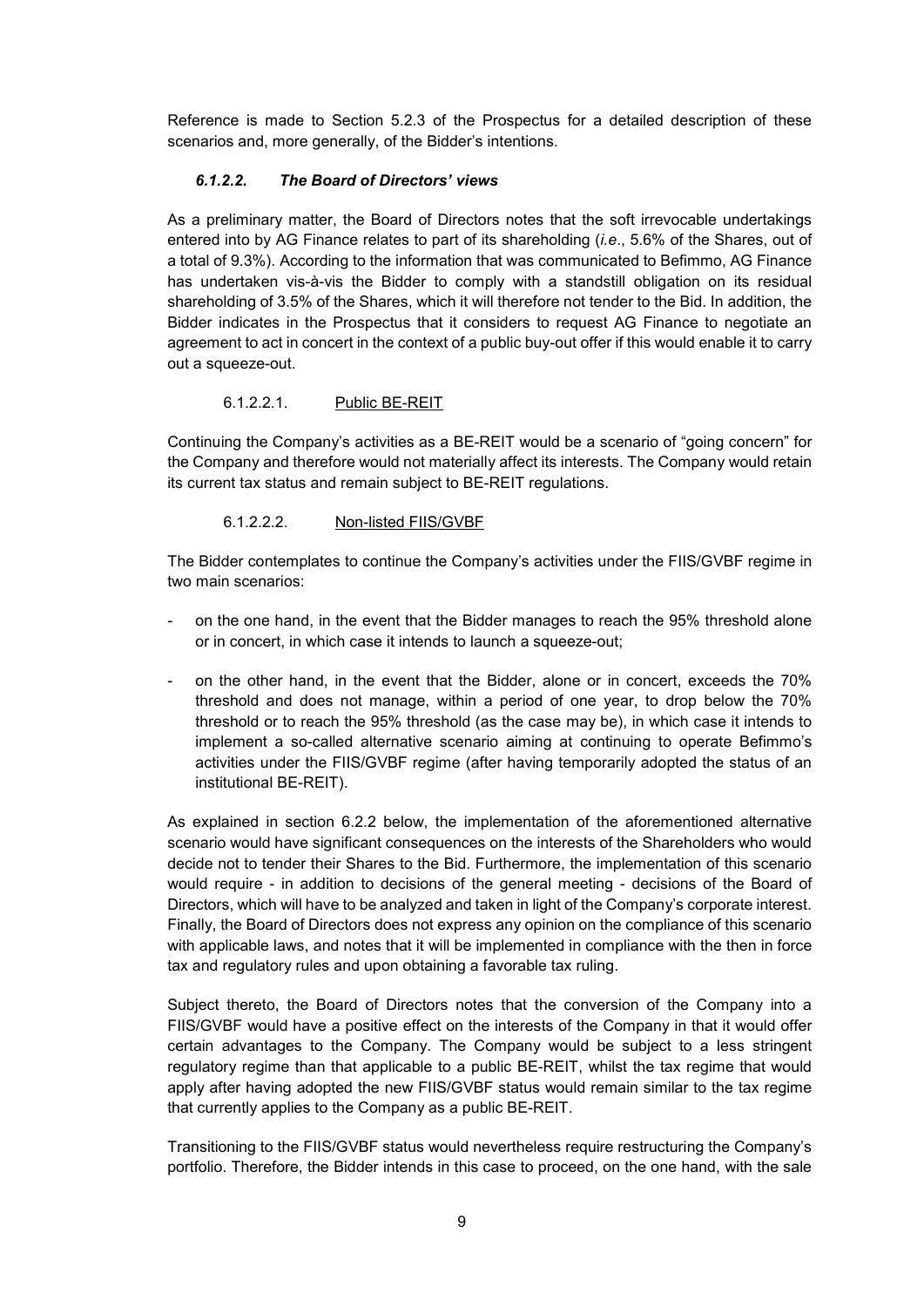Reference is made to Section 5.2.3 of the Prospectus for a detailed description of these scenarios and, more generally, of the Bidder's intentions.

#### *6.1.2.2. The Board of Directors' views*

As a preliminary matter, the Board of Directors notes that the soft irrevocable undertakings entered into by AG Finance relates to part of its shareholding (*i.e*., 5.6% of the Shares, out of a total of 9.3%). According to the information that was communicated to Befimmo, AG Finance has undertaken vis-à-vis the Bidder to comply with a standstill obligation on its residual shareholding of 3.5% of the Shares, which it will therefore not tender to the Bid. In addition, the Bidder indicates in the Prospectus that it considers to request AG Finance to negotiate an agreement to act in concert in the context of a public buy-out offer if this would enable it to carry out a squeeze-out.

##### 6.1.2.2.1. Public BE-REIT

Continuing the Company's activities as a BE-REIT would be a scenario of "going concern" for the Company and therefore would not materially affect its interests. The Company would retain its current tax status and remain subject to BE-REIT regulations.

##### 6.1.2.2.2. Non-listed FIIS/GVBF

The Bidder contemplates to continue the Company's activities under the FIIS/GVBF regime in two main scenarios:

- on the one hand, in the event that the Bidder manages to reach the 95% threshold alone or in concert, in which case it intends to launch a squeeze-out;
- on the other hand, in the event that the Bidder, alone or in concert, exceeds the 70% threshold and does not manage, within a period of one year, to drop below the 70% threshold or to reach the 95% threshold (as the case may be), in which case it intends to implement a so-called alternative scenario aiming at continuing to operate Befimmo's activities under the FIIS/GVBF regime (after having temporarily adopted the status of an institutional BE-REIT).

As explained in section 6.2.2 below, the implementation of the aforementioned alternative scenario would have significant consequences on the interests of the Shareholders who would decide not to tender their Shares to the Bid. Furthermore, the implementation of this scenario would require - in addition to decisions of the general meeting - decisions of the Board of Directors, which will have to be analyzed and taken in light of the Company's corporate interest. Finally, the Board of Directors does not express any opinion on the compliance of this scenario with applicable laws, and notes that it will be implemented in compliance with the then in force tax and regulatory rules and upon obtaining a favorable tax ruling.

Subject thereto, the Board of Directors notes that the conversion of the Company into a FIIS/GVBF would have a positive effect on the interests of the Company in that it would offer certain advantages to the Company. The Company would be subject to a less stringent regulatory regime than that applicable to a public BE-REIT, whilst the tax regime that would apply after having adopted the new FIIS/GVBF status would remain similar to the tax regime that currently applies to the Company as a public BE-REIT.

Transitioning to the FIIS/GVBF status would nevertheless require restructuring the Company's portfolio. Therefore, the Bidder intends in this case to proceed, on the one hand, with the sale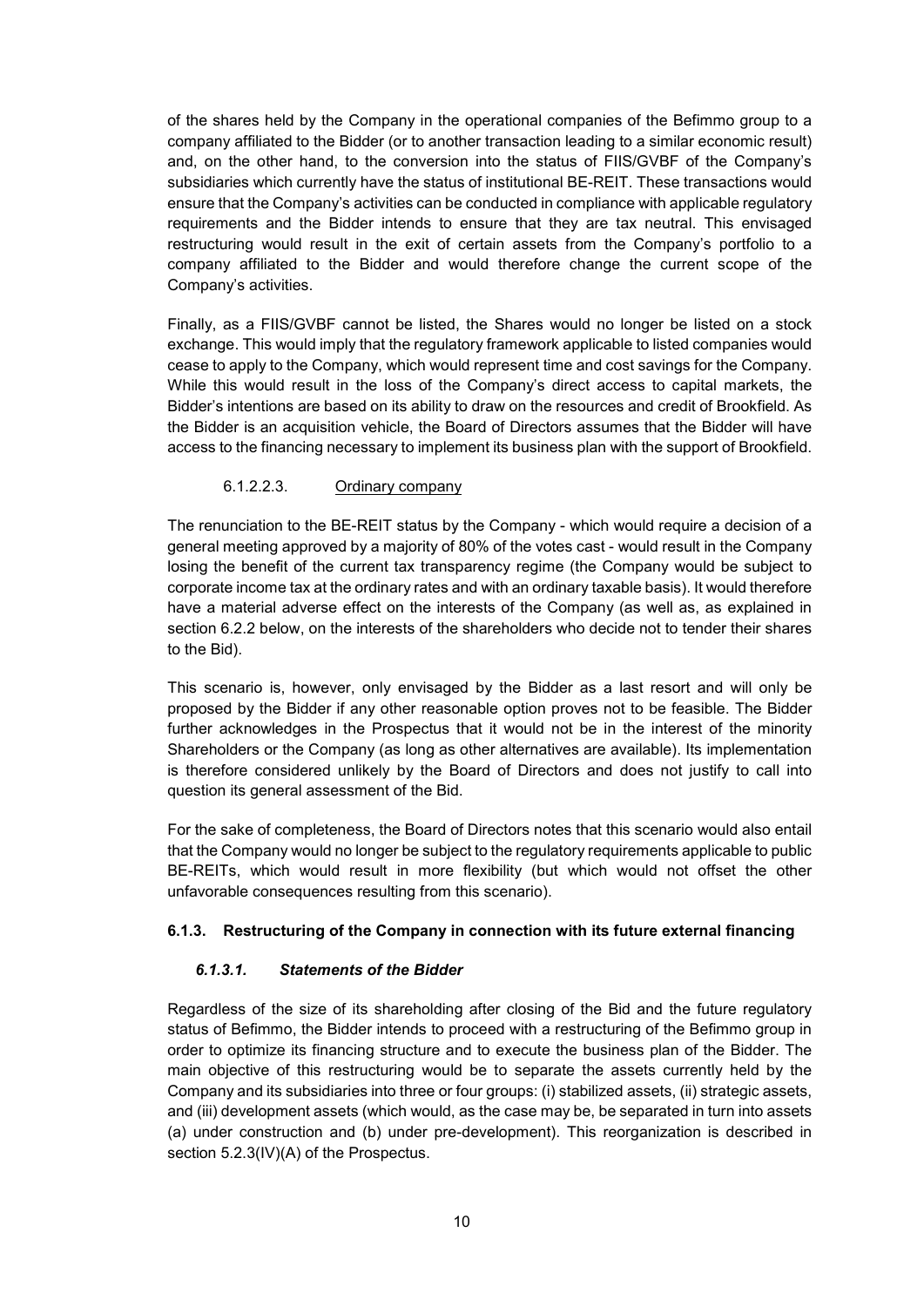of the shares held by the Company in the operational companies of the Befimmo group to a company affiliated to the Bidder (or to another transaction leading to a similar economic result) and, on the other hand, to the conversion into the status of FIIS/GVBF of the Company's subsidiaries which currently have the status of institutional BE-REIT. These transactions would ensure that the Company's activities can be conducted in compliance with applicable regulatory requirements and the Bidder intends to ensure that they are tax neutral. This envisaged restructuring would result in the exit of certain assets from the Company's portfolio to a company affiliated to the Bidder and would therefore change the current scope of the Company's activities.

Finally, as a FIIS/GVBF cannot be listed, the Shares would no longer be listed on a stock exchange. This would imply that the regulatory framework applicable to listed companies would cease to apply to the Company, which would represent time and cost savings for the Company. While this would result in the loss of the Company's direct access to capital markets, the Bidder's intentions are based on its ability to draw on the resources and credit of Brookfield. As the Bidder is an acquisition vehicle, the Board of Directors assumes that the Bidder will have access to the financing necessary to implement its business plan with the support of Brookfield.

6.1.2.2.3. Ordinary company

The renunciation to the BE-REIT status by the Company - which would require a decision of a general meeting approved by a majority of 80% of the votes cast - would result in the Company losing the benefit of the current tax transparency regime (the Company would be subject to corporate income tax at the ordinary rates and with an ordinary taxable basis). It would therefore have a material adverse effect on the interests of the Company (as well as, as explained in section 6.2.2 below, on the interests of the shareholders who decide not to tender their shares to the Bid).

This scenario is, however, only envisaged by the Bidder as a last resort and will only be proposed by the Bidder if any other reasonable option proves not to be feasible. The Bidder further acknowledges in the Prospectus that it would not be in the interest of the minority Shareholders or the Company (as long as other alternatives are available). Its implementation is therefore considered unlikely by the Board of Directors and does not justify to call into question its general assessment of the Bid.

For the sake of completeness, the Board of Directors notes that this scenario would also entail that the Company would no longer be subject to the regulatory requirements applicable to public BE-REITs, which would result in more flexibility (but which would not offset the other unfavorable consequences resulting from this scenario).

### 6.1.3. Restructuring of the Company in connection with its future external financing

#### *6.1.3.1. Statements of the Bidder*

Regardless of the size of its shareholding after closing of the Bid and the future regulatory status of Befimmo, the Bidder intends to proceed with a restructuring of the Befimmo group in order to optimize its financing structure and to execute the business plan of the Bidder. The main objective of this restructuring would be to separate the assets currently held by the Company and its subsidiaries into three or four groups: (i) stabilized assets, (ii) strategic assets, and (iii) development assets (which would, as the case may be, be separated in turn into assets (a) under construction and (b) under pre-development). This reorganization is described in section 5.2.3(IV)(A) of the Prospectus.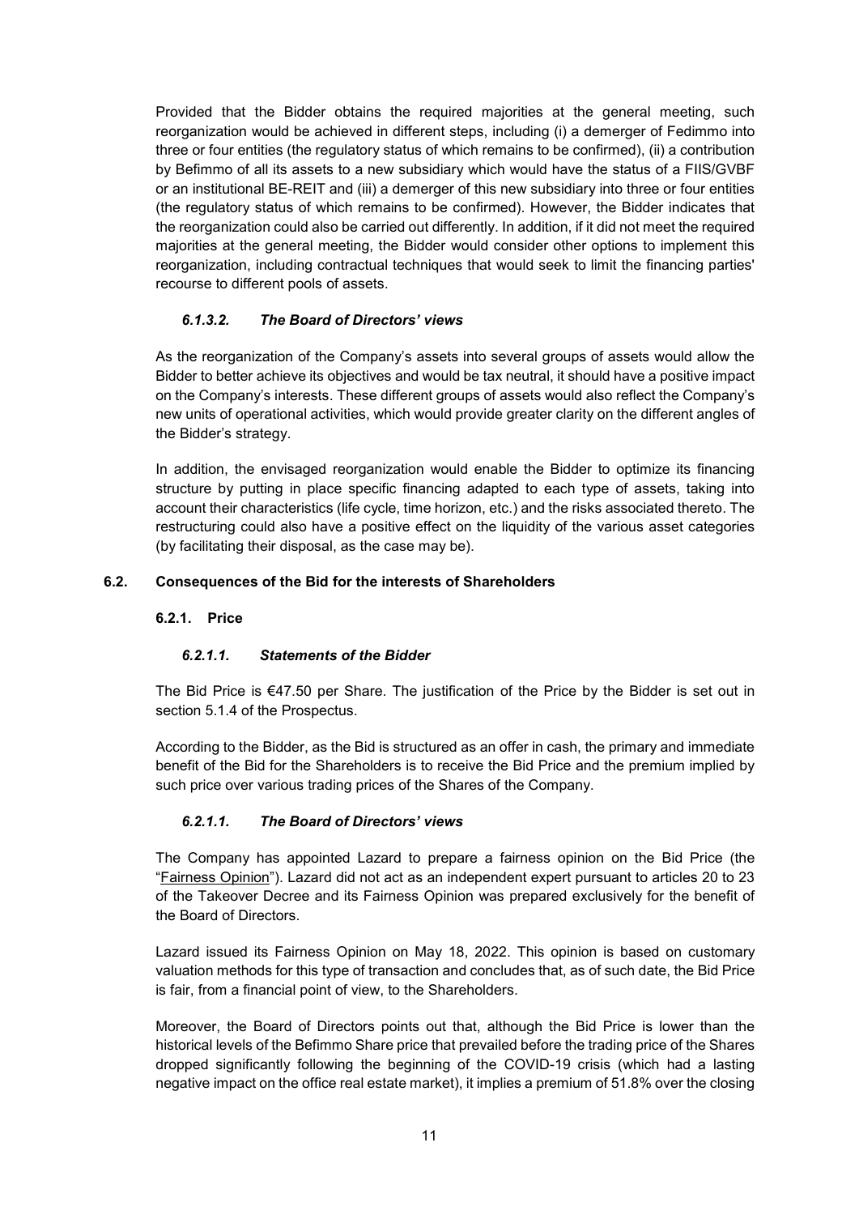Provided that the Bidder obtains the required majorities at the general meeting, such reorganization would be achieved in different steps, including (i) a demerger of Fedimmo into three or four entities (the regulatory status of which remains to be confirmed), (ii) a contribution by Befimmo of all its assets to a new subsidiary which would have the status of a FIIS/GVBF or an institutional BE-REIT and (iii) a demerger of this new subsidiary into three or four entities (the regulatory status of which remains to be confirmed). However, the Bidder indicates that the reorganization could also be carried out differently. In addition, if it did not meet the required majorities at the general meeting, the Bidder would consider other options to implement this reorganization, including contractual techniques that would seek to limit the financing parties' recourse to different pools of assets.

#### *6.1.3.2. The Board of Directors' views*

As the reorganization of the Company's assets into several groups of assets would allow the Bidder to better achieve its objectives and would be tax neutral, it should have a positive impact on the Company's interests. These different groups of assets would also reflect the Company's new units of operational activities, which would provide greater clarity on the different angles of the Bidder's strategy.

In addition, the envisaged reorganization would enable the Bidder to optimize its financing structure by putting in place specific financing adapted to each type of assets, taking into account their characteristics (life cycle, time horizon, etc.) and the risks associated thereto. The restructuring could also have a positive effect on the liquidity of the various asset categories (by facilitating their disposal, as the case may be).

## 6.2. Consequences of the Bid for the interests of Shareholders

### 6.2.1. Price

#### *6.2.1.1. Statements of the Bidder*

The Bid Price is €47.50 per Share. The justification of the Price by the Bidder is set out in section 5.1.4 of the Prospectus.

According to the Bidder, as the Bid is structured as an offer in cash, the primary and immediate benefit of the Bid for the Shareholders is to receive the Bid Price and the premium implied by such price over various trading prices of the Shares of the Company.

#### *6.2.1.1. The Board of Directors' views*

The Company has appointed Lazard to prepare a fairness opinion on the Bid Price (the "Fairness Opinion"). Lazard did not act as an independent expert pursuant to articles 20 to 23 of the Takeover Decree and its Fairness Opinion was prepared exclusively for the benefit of the Board of Directors.

Lazard issued its Fairness Opinion on May 18, 2022. This opinion is based on customary valuation methods for this type of transaction and concludes that, as of such date, the Bid Price is fair, from a financial point of view, to the Shareholders.

Moreover, the Board of Directors points out that, although the Bid Price is lower than the historical levels of the Befimmo Share price that prevailed before the trading price of the Shares dropped significantly following the beginning of the COVID-19 crisis (which had a lasting negative impact on the office real estate market), it implies a premium of 51.8% over the closing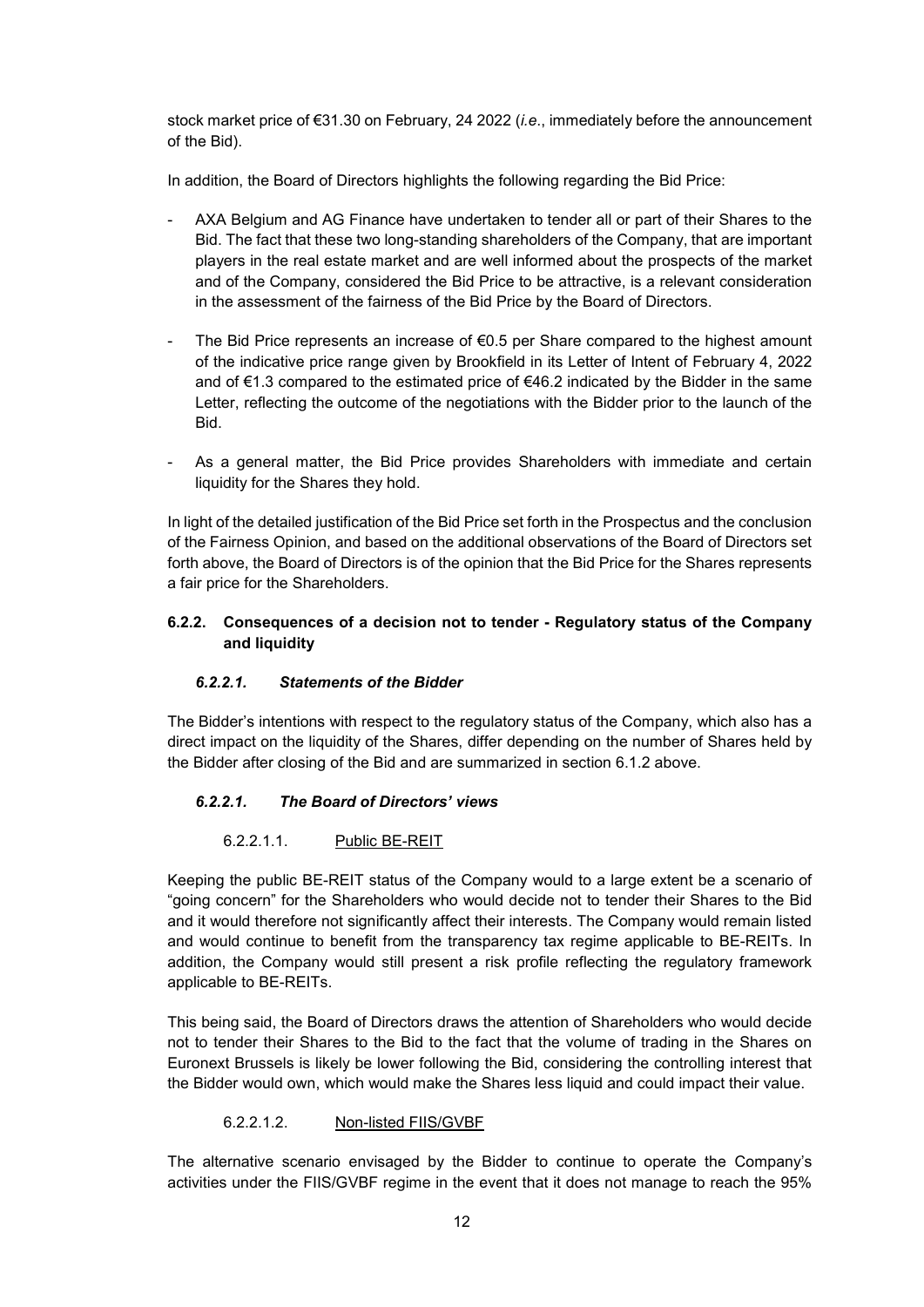stock market price of €31.30 on February, 24 2022 (*i.e.*, immediately before the announcement of the Bid).

In addition, the Board of Directors highlights the following regarding the Bid Price:

- AXA Belgium and AG Finance have undertaken to tender all or part of their Shares to the Bid. The fact that these two long-standing shareholders of the Company, that are important players in the real estate market and are well informed about the prospects of the market and of the Company, considered the Bid Price to be attractive, is a relevant consideration in the assessment of the fairness of the Bid Price by the Board of Directors.
- The Bid Price represents an increase of €0.5 per Share compared to the highest amount of the indicative price range given by Brookfield in its Letter of Intent of February 4, 2022 and of €1.3 compared to the estimated price of €46.2 indicated by the Bidder in the same Letter, reflecting the outcome of the negotiations with the Bidder prior to the launch of the Bid.
- As a general matter, the Bid Price provides Shareholders with immediate and certain liquidity for the Shares they hold.

In light of the detailed justification of the Bid Price set forth in the Prospectus and the conclusion of the Fairness Opinion, and based on the additional observations of the Board of Directors set forth above, the Board of Directors is of the opinion that the Bid Price for the Shares represents a fair price for the Shareholders.

### 6.2.2. Consequences of a decision not to tender - Regulatory status of the Company and liquidity

#### *6.2.2.1. Statements of the Bidder*

The Bidder's intentions with respect to the regulatory status of the Company, which also has a direct impact on the liquidity of the Shares, differ depending on the number of Shares held by the Bidder after closing of the Bid and are summarized in section 6.1.2 above.

#### *6.2.2.1. The Board of Directors' views*

6.2.2.1.1. Public BE-REIT

Keeping the public BE-REIT status of the Company would to a large extent be a scenario of "going concern" for the Shareholders who would decide not to tender their Shares to the Bid and it would therefore not significantly affect their interests. The Company would remain listed and would continue to benefit from the transparency tax regime applicable to BE-REITs. In addition, the Company would still present a risk profile reflecting the regulatory framework applicable to BE-REITs.

This being said, the Board of Directors draws the attention of Shareholders who would decide not to tender their Shares to the Bid to the fact that the volume of trading in the Shares on Euronext Brussels is likely be lower following the Bid, considering the controlling interest that the Bidder would own, which would make the Shares less liquid and could impact their value.

6.2.2.1.2. Non-listed FIIS/GVBF

The alternative scenario envisaged by the Bidder to continue to operate the Company's activities under the FIIS/GVBF regime in the event that it does not manage to reach the 95%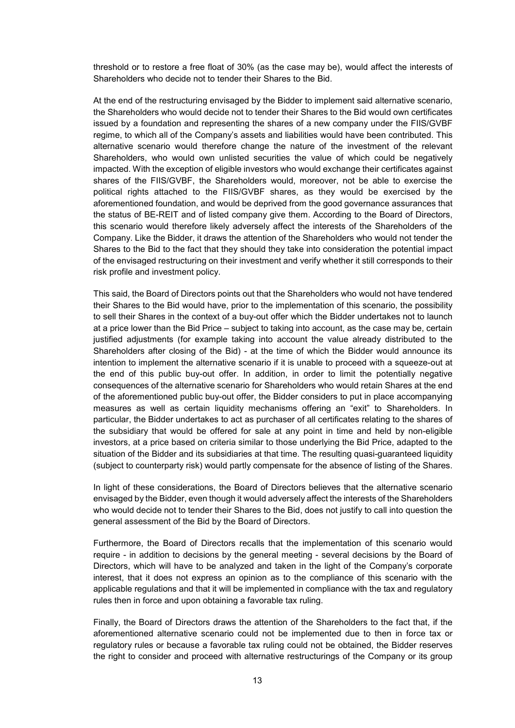threshold or to restore a free float of 30% (as the case may be), would affect the interests of Shareholders who decide not to tender their Shares to the Bid.

At the end of the restructuring envisaged by the Bidder to implement said alternative scenario, the Shareholders who would decide not to tender their Shares to the Bid would own certificates issued by a foundation and representing the shares of a new company under the FIIS/GVBF regime, to which all of the Company's assets and liabilities would have been contributed. This alternative scenario would therefore change the nature of the investment of the relevant Shareholders, who would own unlisted securities the value of which could be negatively impacted. With the exception of eligible investors who would exchange their certificates against shares of the FIIS/GVBF, the Shareholders would, moreover, not be able to exercise the political rights attached to the FIIS/GVBF shares, as they would be exercised by the aforementioned foundation, and would be deprived from the good governance assurances that the status of BE-REIT and of listed company give them. According to the Board of Directors, this scenario would therefore likely adversely affect the interests of the Shareholders of the Company. Like the Bidder, it draws the attention of the Shareholders who would not tender the Shares to the Bid to the fact that they should they take into consideration the potential impact of the envisaged restructuring on their investment and verify whether it still corresponds to their risk profile and investment policy.

This said, the Board of Directors points out that the Shareholders who would not have tendered their Shares to the Bid would have, prior to the implementation of this scenario, the possibility to sell their Shares in the context of a buy-out offer which the Bidder undertakes not to launch at a price lower than the Bid Price – subject to taking into account, as the case may be, certain justified adjustments (for example taking into account the value already distributed to the Shareholders after closing of the Bid) - at the time of which the Bidder would announce its intention to implement the alternative scenario if it is unable to proceed with a squeeze-out at the end of this public buy-out offer. In addition, in order to limit the potentially negative consequences of the alternative scenario for Shareholders who would retain Shares at the end of the aforementioned public buy-out offer, the Bidder considers to put in place accompanying measures as well as certain liquidity mechanisms offering an "exit" to Shareholders. In particular, the Bidder undertakes to act as purchaser of all certificates relating to the shares of the subsidiary that would be offered for sale at any point in time and held by non-eligible investors, at a price based on criteria similar to those underlying the Bid Price, adapted to the situation of the Bidder and its subsidiaries at that time. The resulting quasi-guaranteed liquidity (subject to counterparty risk) would partly compensate for the absence of listing of the Shares.

In light of these considerations, the Board of Directors believes that the alternative scenario envisaged by the Bidder, even though it would adversely affect the interests of the Shareholders who would decide not to tender their Shares to the Bid, does not justify to call into question the general assessment of the Bid by the Board of Directors.

Furthermore, the Board of Directors recalls that the implementation of this scenario would require - in addition to decisions by the general meeting - several decisions by the Board of Directors, which will have to be analyzed and taken in the light of the Company's corporate interest, that it does not express an opinion as to the compliance of this scenario with the applicable regulations and that it will be implemented in compliance with the tax and regulatory rules then in force and upon obtaining a favorable tax ruling.

Finally, the Board of Directors draws the attention of the Shareholders to the fact that, if the aforementioned alternative scenario could not be implemented due to then in force tax or regulatory rules or because a favorable tax ruling could not be obtained, the Bidder reserves the right to consider and proceed with alternative restructurings of the Company or its group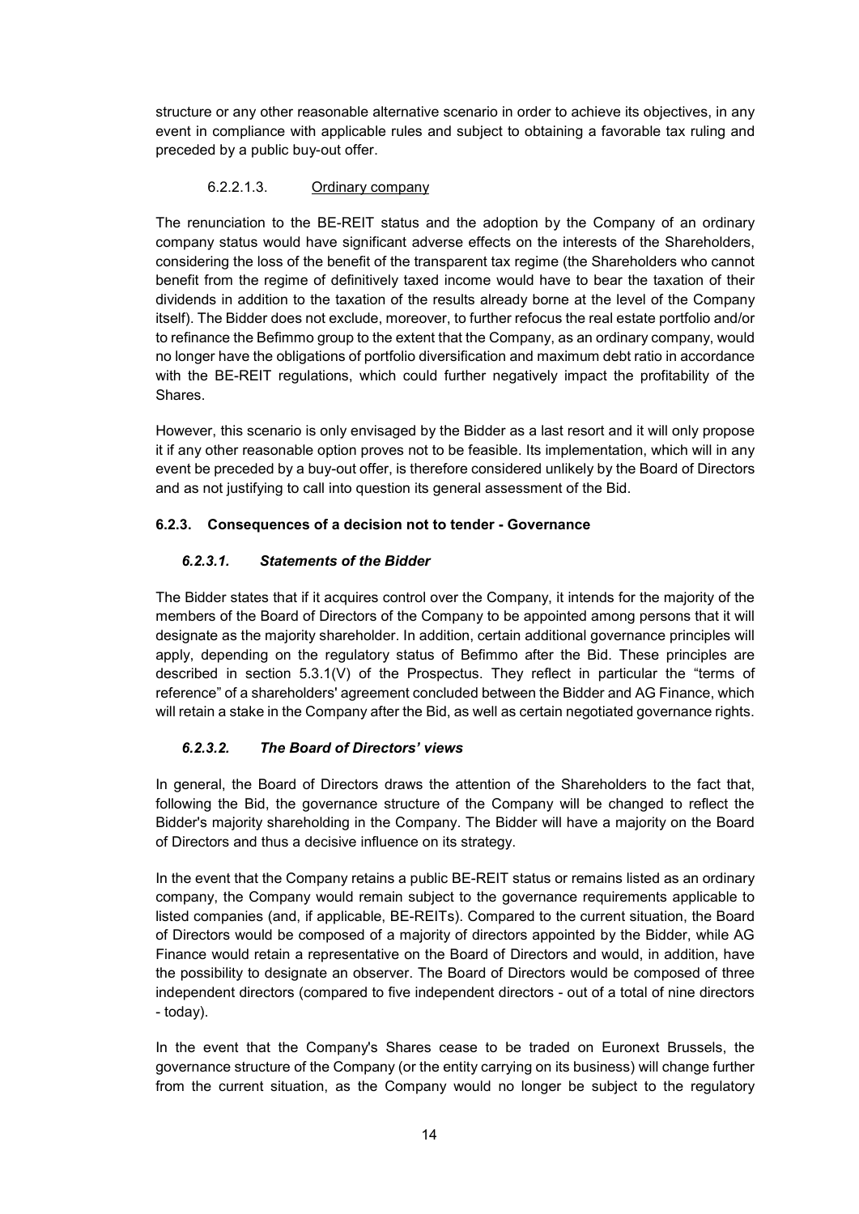structure or any other reasonable alternative scenario in order to achieve its objectives, in any event in compliance with applicable rules and subject to obtaining a favorable tax ruling and preceded by a public buy-out offer.

6.2.2.1.3. Ordinary company

The renunciation to the BE-REIT status and the adoption by the Company of an ordinary company status would have significant adverse effects on the interests of the Shareholders, considering the loss of the benefit of the transparent tax regime (the Shareholders who cannot benefit from the regime of definitively taxed income would have to bear the taxation of their dividends in addition to the taxation of the results already borne at the level of the Company itself). The Bidder does not exclude, moreover, to further refocus the real estate portfolio and/or to refinance the Befimmo group to the extent that the Company, as an ordinary company, would no longer have the obligations of portfolio diversification and maximum debt ratio in accordance with the BE-REIT regulations, which could further negatively impact the profitability of the Shares.

However, this scenario is only envisaged by the Bidder as a last resort and it will only propose it if any other reasonable option proves not to be feasible. Its implementation, which will in any event be preceded by a buy-out offer, is therefore considered unlikely by the Board of Directors and as not justifying to call into question its general assessment of the Bid.

### 6.2.3. Consequences of a decision not to tender - Governance

#### *6.2.3.1. Statements of the Bidder*

The Bidder states that if it acquires control over the Company, it intends for the majority of the members of the Board of Directors of the Company to be appointed among persons that it will designate as the majority shareholder. In addition, certain additional governance principles will apply, depending on the regulatory status of Befimmo after the Bid. These principles are described in section 5.3.1(V) of the Prospectus. They reflect in particular the "terms of reference" of a shareholders' agreement concluded between the Bidder and AG Finance, which will retain a stake in the Company after the Bid, as well as certain negotiated governance rights.

#### *6.2.3.2. The Board of Directors' views*

In general, the Board of Directors draws the attention of the Shareholders to the fact that, following the Bid, the governance structure of the Company will be changed to reflect the Bidder's majority shareholding in the Company. The Bidder will have a majority on the Board of Directors and thus a decisive influence on its strategy.

In the event that the Company retains a public BE-REIT status or remains listed as an ordinary company, the Company would remain subject to the governance requirements applicable to listed companies (and, if applicable, BE-REITs). Compared to the current situation, the Board of Directors would be composed of a majority of directors appointed by the Bidder, while AG Finance would retain a representative on the Board of Directors and would, in addition, have the possibility to designate an observer. The Board of Directors would be composed of three independent directors (compared to five independent directors - out of a total of nine directors - today).

In the event that the Company's Shares cease to be traded on Euronext Brussels, the governance structure of the Company (or the entity carrying on its business) will change further from the current situation, as the Company would no longer be subject to the regulatory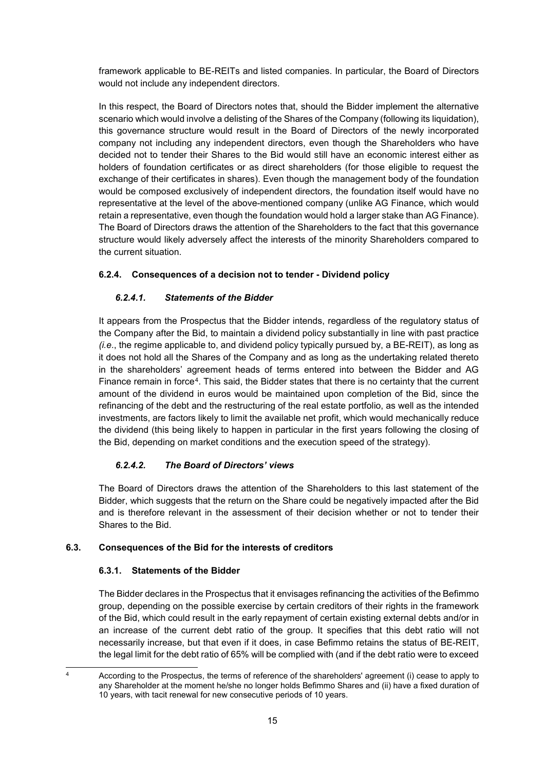framework applicable to BE-REITs and listed companies. In particular, the Board of Directors would not include any independent directors.

In this respect, the Board of Directors notes that, should the Bidder implement the alternative scenario which would involve a delisting of the Shares of the Company (following its liquidation), this governance structure would result in the Board of Directors of the newly incorporated company not including any independent directors, even though the Shareholders who have decided not to tender their Shares to the Bid would still have an economic interest either as holders of foundation certificates or as direct shareholders (for those eligible to request the exchange of their certificates in shares). Even though the management body of the foundation would be composed exclusively of independent directors, the foundation itself would have no representative at the level of the above-mentioned company (unlike AG Finance, which would retain a representative, even though the foundation would hold a larger stake than AG Finance). The Board of Directors draws the attention of the Shareholders to the fact that this governance structure would likely adversely affect the interests of the minority Shareholders compared to the current situation.

#### 6.2.4. Consequences of a decision not to tender - Dividend policy

##### *6.2.4.1. Statements of the Bidder*

It appears from the Prospectus that the Bidder intends, regardless of the regulatory status of the Company after the Bid, to maintain a dividend policy substantially in line with past practice *(i.e.*, the regime applicable to, and dividend policy typically pursued by, a BE-REIT), as long as it does not hold all the Shares of the Company and as long as the undertaking related thereto in the shareholders' agreement heads of terms entered into between the Bidder and AG Finance remain in force[4]. This said, the Bidder states that there is no certainty that the current amount of the dividend in euros would be maintained upon completion of the Bid, since the refinancing of the debt and the restructuring of the real estate portfolio, as well as the intended investments, are factors likely to limit the available net profit, which would mechanically reduce the dividend (this being likely to happen in particular in the first years following the closing of the Bid, depending on market conditions and the execution speed of the strategy).

##### *6.2.4.2. The Board of Directors' views*

The Board of Directors draws the attention of the Shareholders to this last statement of the Bidder, which suggests that the return on the Share could be negatively impacted after the Bid and is therefore relevant in the assessment of their decision whether or not to tender their Shares to the Bid.

### 6.3. Consequences of the Bid for the interests of creditors

#### 6.3.1. Statements of the Bidder

The Bidder declares in the Prospectus that it envisages refinancing the activities of the Befimmo group, depending on the possible exercise by certain creditors of their rights in the framework of the Bid, which could result in the early repayment of certain existing external debts and/or in an increase of the current debt ratio of the group. It specifies that this debt ratio will not necessarily increase, but that even if it does, in case Befimmo retains the status of BE-REIT, the legal limit for the debt ratio of 65% will be complied with (and if the debt ratio were to exceed

---

[4] According to the Prospectus, the terms of reference of the shareholders' agreement (i) cease to apply to any Shareholder at the moment he/she no longer holds Befimmo Shares and (ii) have a fixed duration of 10 years, with tacit renewal for new consecutive periods of 10 years.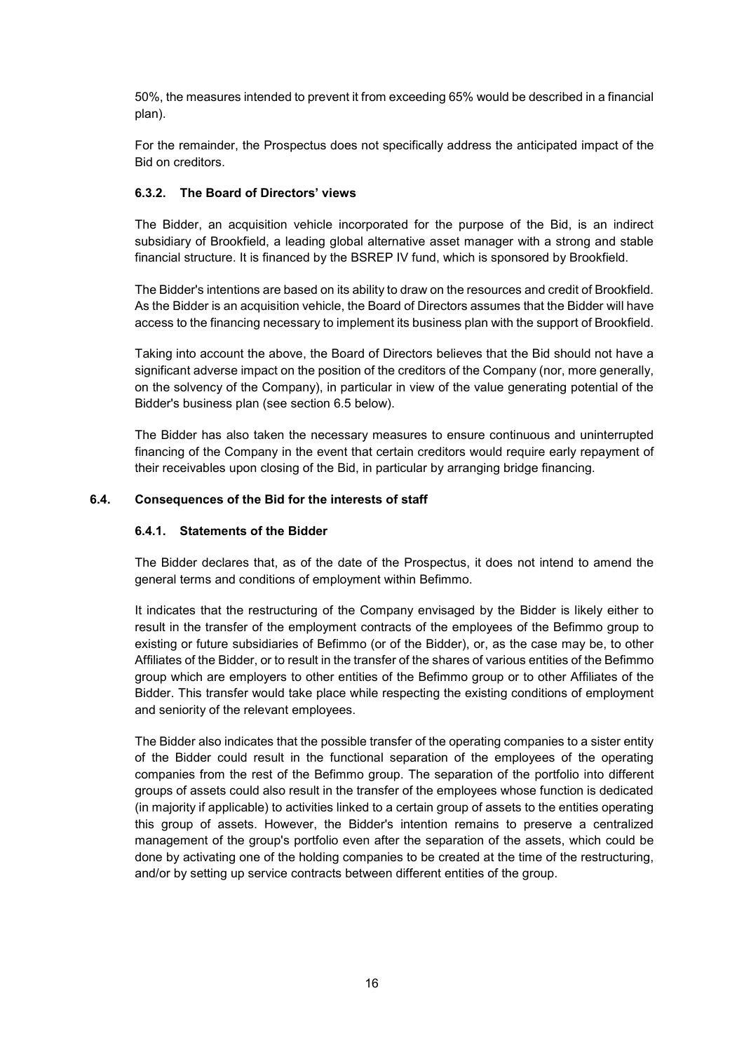50%, the measures intended to prevent it from exceeding 65% would be described in a financial plan).

For the remainder, the Prospectus does not specifically address the anticipated impact of the Bid on creditors.

### 6.3.2. The Board of Directors' views

The Bidder, an acquisition vehicle incorporated for the purpose of the Bid, is an indirect subsidiary of Brookfield, a leading global alternative asset manager with a strong and stable financial structure. It is financed by the BSREP IV fund, which is sponsored by Brookfield.

The Bidder's intentions are based on its ability to draw on the resources and credit of Brookfield. As the Bidder is an acquisition vehicle, the Board of Directors assumes that the Bidder will have access to the financing necessary to implement its business plan with the support of Brookfield.

Taking into account the above, the Board of Directors believes that the Bid should not have a significant adverse impact on the position of the creditors of the Company (nor, more generally, on the solvency of the Company), in particular in view of the value generating potential of the Bidder's business plan (see section 6.5 below).

The Bidder has also taken the necessary measures to ensure continuous and uninterrupted financing of the Company in the event that certain creditors would require early repayment of their receivables upon closing of the Bid, in particular by arranging bridge financing.

## 6.4. Consequences of the Bid for the interests of staff

### 6.4.1. Statements of the Bidder

The Bidder declares that, as of the date of the Prospectus, it does not intend to amend the general terms and conditions of employment within Befimmo.

It indicates that the restructuring of the Company envisaged by the Bidder is likely either to result in the transfer of the employment contracts of the employees of the Befimmo group to existing or future subsidiaries of Befimmo (or of the Bidder), or, as the case may be, to other Affiliates of the Bidder, or to result in the transfer of the shares of various entities of the Befimmo group which are employers to other entities of the Befimmo group or to other Affiliates of the Bidder. This transfer would take place while respecting the existing conditions of employment and seniority of the relevant employees.

The Bidder also indicates that the possible transfer of the operating companies to a sister entity of the Bidder could result in the functional separation of the employees of the operating companies from the rest of the Befimmo group. The separation of the portfolio into different groups of assets could also result in the transfer of the employees whose function is dedicated (in majority if applicable) to activities linked to a certain group of assets to the entities operating this group of assets. However, the Bidder's intention remains to preserve a centralized management of the group's portfolio even after the separation of the assets, which could be done by activating one of the holding companies to be created at the time of the restructuring, and/or by setting up service contracts between different entities of the group.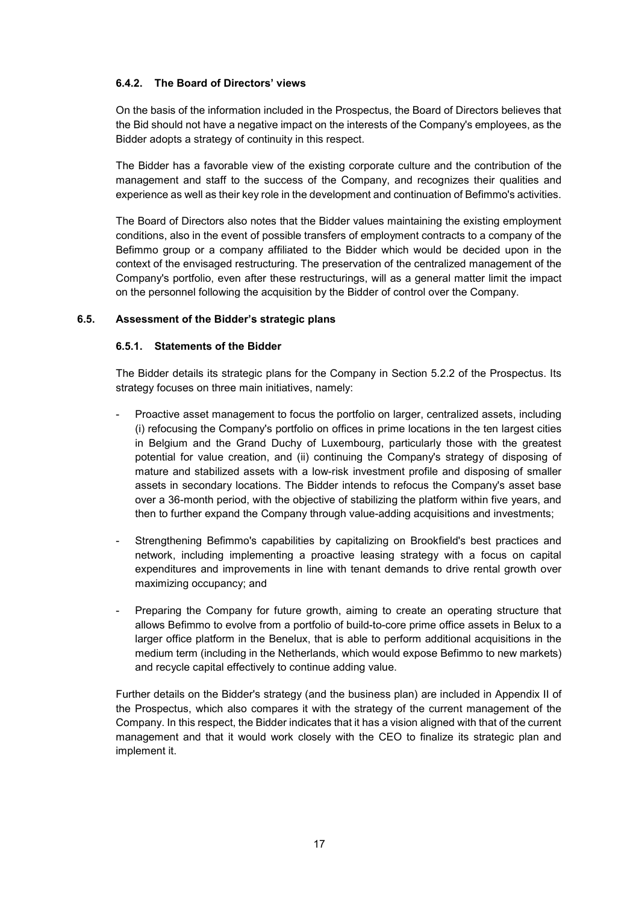#### 6.4.2. The Board of Directors' views

On the basis of the information included in the Prospectus, the Board of Directors believes that the Bid should not have a negative impact on the interests of the Company's employees, as the Bidder adopts a strategy of continuity in this respect.

The Bidder has a favorable view of the existing corporate culture and the contribution of the management and staff to the success of the Company, and recognizes their qualities and experience as well as their key role in the development and continuation of Befimmo's activities.

The Board of Directors also notes that the Bidder values maintaining the existing employment conditions, also in the event of possible transfers of employment contracts to a company of the Befimmo group or a company affiliated to the Bidder which would be decided upon in the context of the envisaged restructuring. The preservation of the centralized management of the Company's portfolio, even after these restructurings, will as a general matter limit the impact on the personnel following the acquisition by the Bidder of control over the Company.

### 6.5. Assessment of the Bidder's strategic plans

#### 6.5.1. Statements of the Bidder

The Bidder details its strategic plans for the Company in Section 5.2.2 of the Prospectus. Its strategy focuses on three main initiatives, namely:

- Proactive asset management to focus the portfolio on larger, centralized assets, including (i) refocusing the Company's portfolio on offices in prime locations in the ten largest cities in Belgium and the Grand Duchy of Luxembourg, particularly those with the greatest potential for value creation, and (ii) continuing the Company's strategy of disposing of mature and stabilized assets with a low-risk investment profile and disposing of smaller assets in secondary locations. The Bidder intends to refocus the Company's asset base over a 36-month period, with the objective of stabilizing the platform within five years, and then to further expand the Company through value-adding acquisitions and investments;
- Strengthening Befimmo's capabilities by capitalizing on Brookfield's best practices and network, including implementing a proactive leasing strategy with a focus on capital expenditures and improvements in line with tenant demands to drive rental growth over maximizing occupancy; and
- Preparing the Company for future growth, aiming to create an operating structure that allows Befimmo to evolve from a portfolio of build-to-core prime office assets in Belux to a larger office platform in the Benelux, that is able to perform additional acquisitions in the medium term (including in the Netherlands, which would expose Befimmo to new markets) and recycle capital effectively to continue adding value.

Further details on the Bidder's strategy (and the business plan) are included in Appendix II of the Prospectus, which also compares it with the strategy of the current management of the Company. In this respect, the Bidder indicates that it has a vision aligned with that of the current management and that it would work closely with the CEO to finalize its strategic plan and implement it.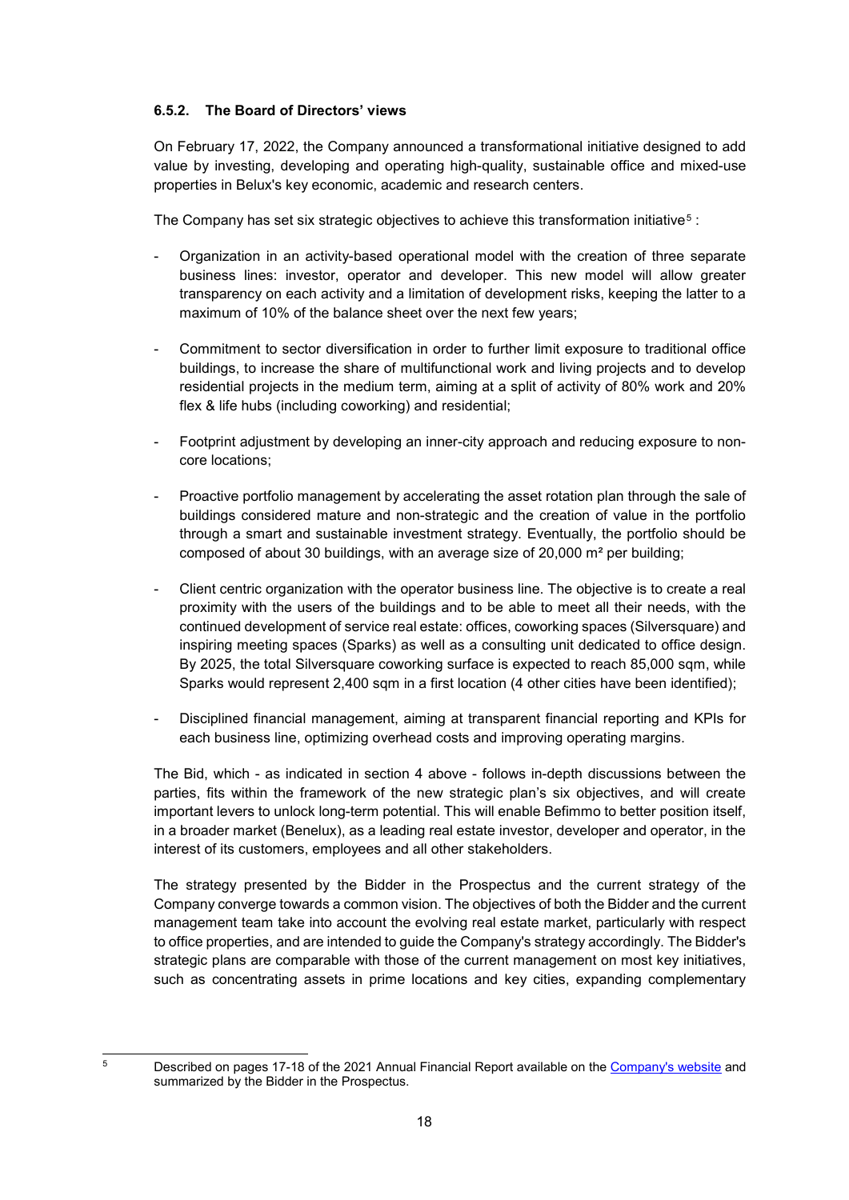#### 6.5.2. The Board of Directors' views

On February 17, 2022, the Company announced a transformational initiative designed to add value by investing, developing and operating high-quality, sustainable office and mixed-use properties in Belux's key economic, academic and research centers.

The Company has set six strategic objectives to achieve this transformation initiative[5] :

- Organization in an activity-based operational model with the creation of three separate business lines: investor, operator and developer. This new model will allow greater transparency on each activity and a limitation of development risks, keeping the latter to a maximum of 10% of the balance sheet over the next few years;
- Commitment to sector diversification in order to further limit exposure to traditional office buildings, to increase the share of multifunctional work and living projects and to develop residential projects in the medium term, aiming at a split of activity of 80% work and 20% flex & life hubs (including coworking) and residential;
- Footprint adjustment by developing an inner-city approach and reducing exposure to non-core locations;
- Proactive portfolio management by accelerating the asset rotation plan through the sale of buildings considered mature and non-strategic and the creation of value in the portfolio through a smart and sustainable investment strategy. Eventually, the portfolio should be composed of about 30 buildings, with an average size of 20,000 m² per building;
- Client centric organization with the operator business line. The objective is to create a real proximity with the users of the buildings and to be able to meet all their needs, with the continued development of service real estate: offices, coworking spaces (Silversquare) and inspiring meeting spaces (Sparks) as well as a consulting unit dedicated to office design. By 2025, the total Silversquare coworking surface is expected to reach 85,000 sqm, while Sparks would represent 2,400 sqm in a first location (4 other cities have been identified);
- Disciplined financial management, aiming at transparent financial reporting and KPIs for each business line, optimizing overhead costs and improving operating margins.

The Bid, which - as indicated in section 4 above - follows in-depth discussions between the parties, fits within the framework of the new strategic plan's six objectives, and will create important levers to unlock long-term potential. This will enable Befimmo to better position itself, in a broader market (Benelux), as a leading real estate investor, developer and operator, in the interest of its customers, employees and all other stakeholders.

The strategy presented by the Bidder in the Prospectus and the current strategy of the Company converge towards a common vision. The objectives of both the Bidder and the current management team take into account the evolving real estate market, particularly with respect to office properties, and are intended to guide the Company's strategy accordingly. The Bidder's strategic plans are comparable with those of the current management on most key initiatives, such as concentrating assets in prime locations and key cities, expanding complementary

[5] Described on pages 17-18 of the 2021 Annual Financial Report available on the Company's website and summarized by the Bidder in the Prospectus.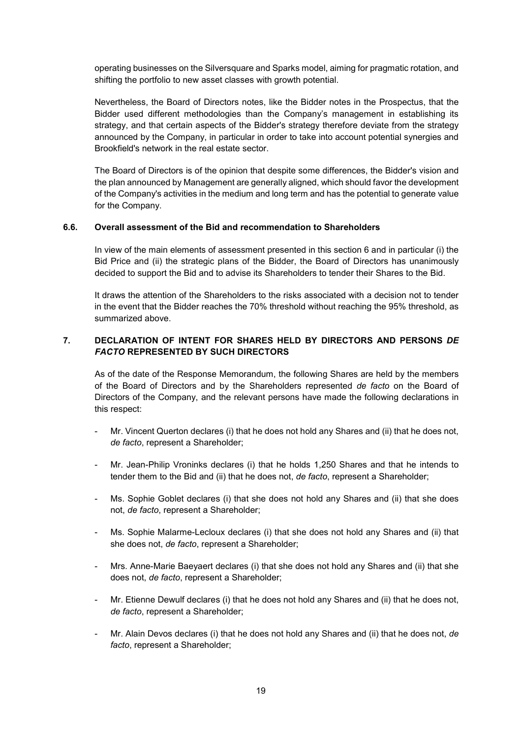operating businesses on the Silversquare and Sparks model, aiming for pragmatic rotation, and shifting the portfolio to new asset classes with growth potential.

Nevertheless, the Board of Directors notes, like the Bidder notes in the Prospectus, that the Bidder used different methodologies than the Company's management in establishing its strategy, and that certain aspects of the Bidder's strategy therefore deviate from the strategy announced by the Company, in particular in order to take into account potential synergies and Brookfield's network in the real estate sector.

The Board of Directors is of the opinion that despite some differences, the Bidder's vision and the plan announced by Management are generally aligned, which should favor the development of the Company's activities in the medium and long term and has the potential to generate value for the Company.

### 6.6. Overall assessment of the Bid and recommendation to Shareholders

In view of the main elements of assessment presented in this section 6 and in particular (i) the Bid Price and (ii) the strategic plans of the Bidder, the Board of Directors has unanimously decided to support the Bid and to advise its Shareholders to tender their Shares to the Bid.

It draws the attention of the Shareholders to the risks associated with a decision not to tender in the event that the Bidder reaches the 70% threshold without reaching the 95% threshold, as summarized above.

## 7. DECLARATION OF INTENT FOR SHARES HELD BY DIRECTORS AND PERSONS *DE FACTO* REPRESENTED BY SUCH DIRECTORS

As of the date of the Response Memorandum, the following Shares are held by the members of the Board of Directors and by the Shareholders represented *de facto* on the Board of Directors of the Company, and the relevant persons have made the following declarations in this respect:

- Mr. Vincent Querton declares (i) that he does not hold any Shares and (ii) that he does not, *de facto*, represent a Shareholder;
- Mr. Jean-Philip Vroninks declares (i) that he holds 1,250 Shares and that he intends to tender them to the Bid and (ii) that he does not, *de facto*, represent a Shareholder;
- Ms. Sophie Goblet declares (i) that she does not hold any Shares and (ii) that she does not, *de facto*, represent a Shareholder;
- Ms. Sophie Malarme-Lecloux declares (i) that she does not hold any Shares and (ii) that she does not, *de facto*, represent a Shareholder;
- Mrs. Anne-Marie Baeyaert declares (i) that she does not hold any Shares and (ii) that she does not, *de facto*, represent a Shareholder;
- Mr. Etienne Dewulf declares (i) that he does not hold any Shares and (ii) that he does not, *de facto*, represent a Shareholder;
- Mr. Alain Devos declares (i) that he does not hold any Shares and (ii) that he does not, *de facto*, represent a Shareholder;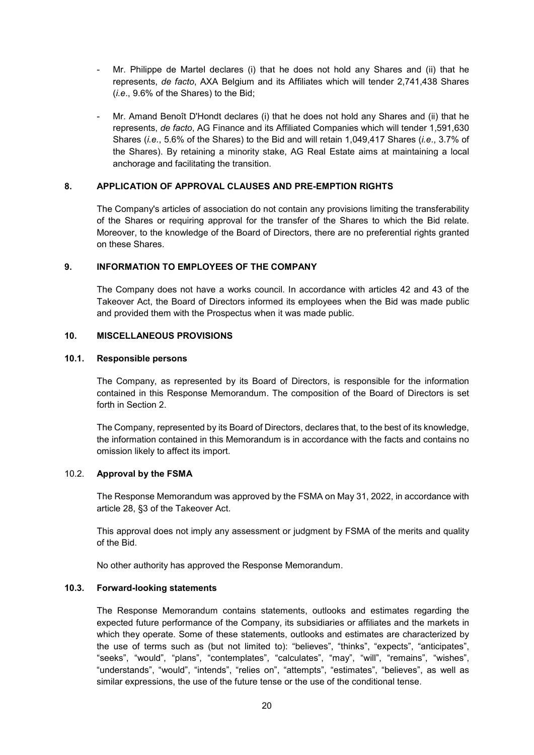- Mr. Philippe de Martel declares (i) that he does not hold any Shares and (ii) that he represents, *de facto*, AXA Belgium and its Affiliates which will tender 2,741,438 Shares (*i.e*., 9.6% of the Shares) to the Bid;

- Mr. Amand Benoît D'Hondt declares (i) that he does not hold any Shares and (ii) that he represents, *de facto*, AG Finance and its Affiliated Companies which will tender 1,591,630 Shares (*i.e.*, 5.6% of the Shares) to the Bid and will retain 1,049,417 Shares (*i.e*., 3.7% of the Shares). By retaining a minority stake, AG Real Estate aims at maintaining a local anchorage and facilitating the transition.

## 8. APPLICATION OF APPROVAL CLAUSES AND PRE-EMPTION RIGHTS

The Company's articles of association do not contain any provisions limiting the transferability of the Shares or requiring approval for the transfer of the Shares to which the Bid relate. Moreover, to the knowledge of the Board of Directors, there are no preferential rights granted on these Shares.

## 9. INFORMATION TO EMPLOYEES OF THE COMPANY

The Company does not have a works council. In accordance with articles 42 and 43 of the Takeover Act, the Board of Directors informed its employees when the Bid was made public and provided them with the Prospectus when it was made public.

## 10. MISCELLANEOUS PROVISIONS

### 10.1. Responsible persons

The Company, as represented by its Board of Directors, is responsible for the information contained in this Response Memorandum. The composition of the Board of Directors is set forth in Section 2.

The Company, represented by its Board of Directors, declares that, to the best of its knowledge, the information contained in this Memorandum is in accordance with the facts and contains no omission likely to affect its import.

### 10.2. Approval by the FSMA

The Response Memorandum was approved by the FSMA on May 31, 2022, in accordance with article 28, §3 of the Takeover Act.

This approval does not imply any assessment or judgment by FSMA of the merits and quality of the Bid.

No other authority has approved the Response Memorandum.

### 10.3. Forward-looking statements

The Response Memorandum contains statements, outlooks and estimates regarding the expected future performance of the Company, its subsidiaries or affiliates and the markets in which they operate. Some of these statements, outlooks and estimates are characterized by the use of terms such as (but not limited to): "believes", "thinks", "expects", "anticipates", "seeks", "would", "plans", "contemplates", "calculates", "may", "will", "remains", "wishes", "understands", "would", "intends", "relies on", "attempts", "estimates", "believes", as well as similar expressions, the use of the future tense or the use of the conditional tense.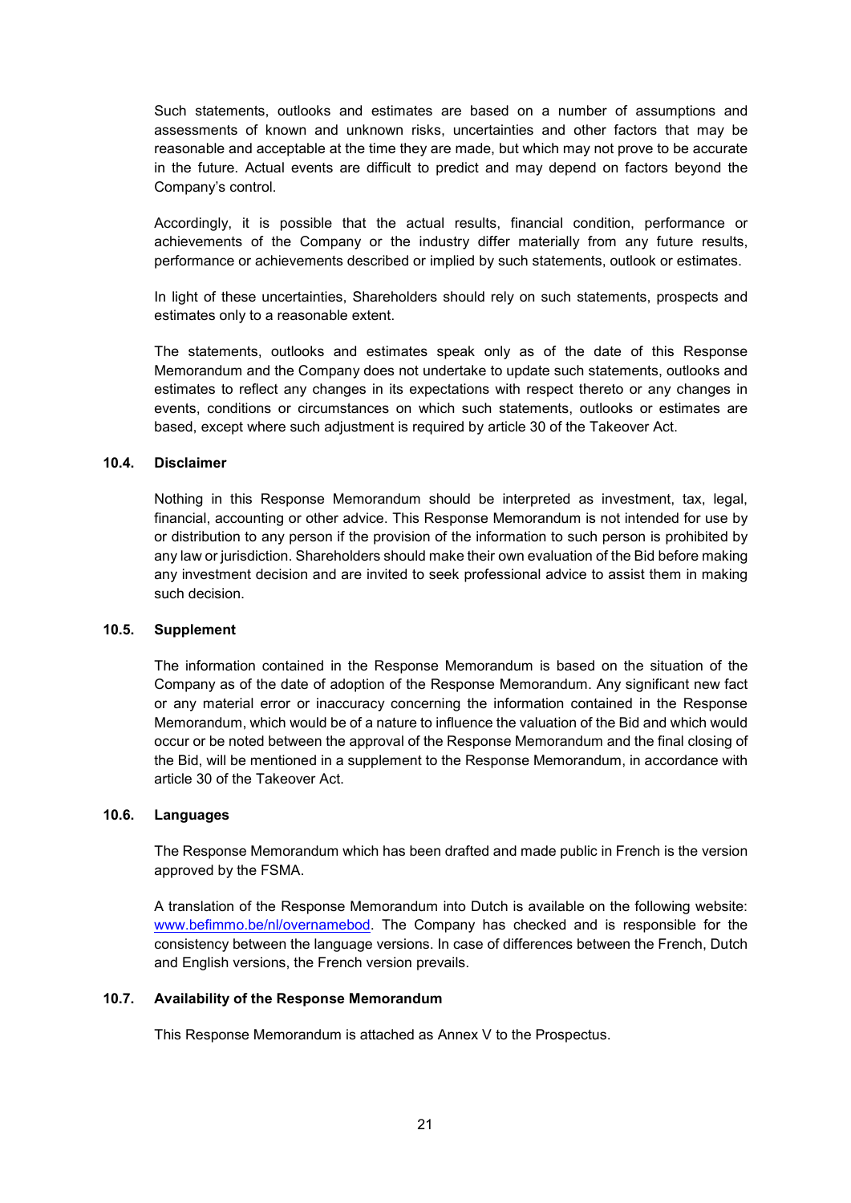Such statements, outlooks and estimates are based on a number of assumptions and assessments of known and unknown risks, uncertainties and other factors that may be reasonable and acceptable at the time they are made, but which may not prove to be accurate in the future. Actual events are difficult to predict and may depend on factors beyond the Company's control.

Accordingly, it is possible that the actual results, financial condition, performance or achievements of the Company or the industry differ materially from any future results, performance or achievements described or implied by such statements, outlook or estimates.

In light of these uncertainties, Shareholders should rely on such statements, prospects and estimates only to a reasonable extent.

The statements, outlooks and estimates speak only as of the date of this Response Memorandum and the Company does not undertake to update such statements, outlooks and estimates to reflect any changes in its expectations with respect thereto or any changes in events, conditions or circumstances on which such statements, outlooks or estimates are based, except where such adjustment is required by article 30 of the Takeover Act.

### 10.4. Disclaimer

Nothing in this Response Memorandum should be interpreted as investment, tax, legal, financial, accounting or other advice. This Response Memorandum is not intended for use by or distribution to any person if the provision of the information to such person is prohibited by any law or jurisdiction. Shareholders should make their own evaluation of the Bid before making any investment decision and are invited to seek professional advice to assist them in making such decision.

### 10.5. Supplement

The information contained in the Response Memorandum is based on the situation of the Company as of the date of adoption of the Response Memorandum. Any significant new fact or any material error or inaccuracy concerning the information contained in the Response Memorandum, which would be of a nature to influence the valuation of the Bid and which would occur or be noted between the approval of the Response Memorandum and the final closing of the Bid, will be mentioned in a supplement to the Response Memorandum, in accordance with article 30 of the Takeover Act.

### 10.6. Languages

The Response Memorandum which has been drafted and made public in French is the version approved by the FSMA.

A translation of the Response Memorandum into Dutch is available on the following website: [www.befimmo.be/nl/overnamebod](www.befimmo.be/nl/overnamebod). The Company has checked and is responsible for the consistency between the language versions. In case of differences between the French, Dutch and English versions, the French version prevails.

### 10.7. Availability of the Response Memorandum

This Response Memorandum is attached as Annex V to the Prospectus.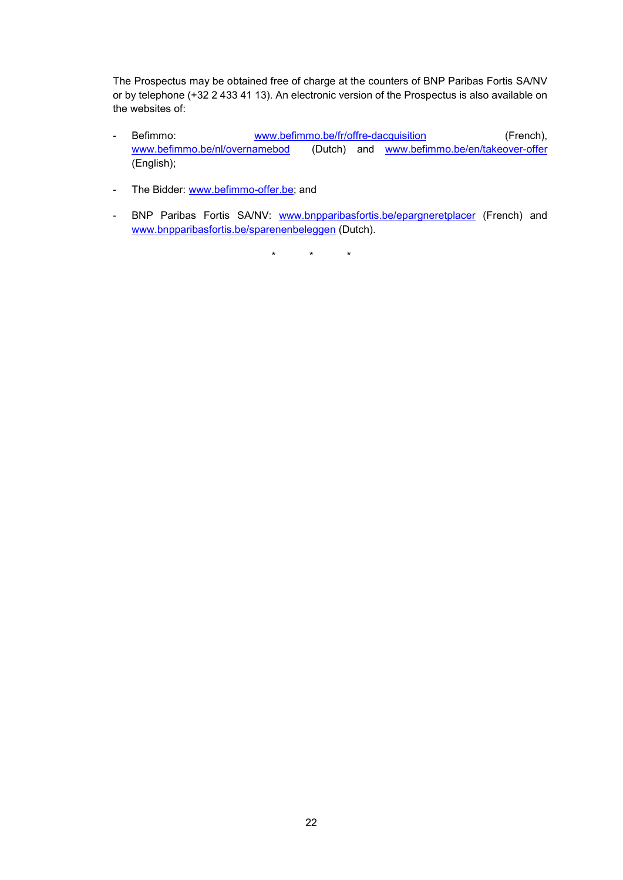The Prospectus may be obtained free of charge at the counters of BNP Paribas Fortis SA/NV or by telephone (+32 2 433 41 13). An electronic version of the Prospectus is also available on the websites of:

- Befimmo: www.befimmo.be/fr/offre-dacquisition (French), www.befimmo.be/nl/overnamebod (Dutch) and www.befimmo.be/en/takeover-offer (English);
- The Bidder: www.befimmo-offer.be; and
- BNP Paribas Fortis SA/NV: www.bnpparibasfortis.be/epargneretplacer (French) and www.bnpparibasfortis.be/sparenenbeleggen (Dutch).

\* \* \*